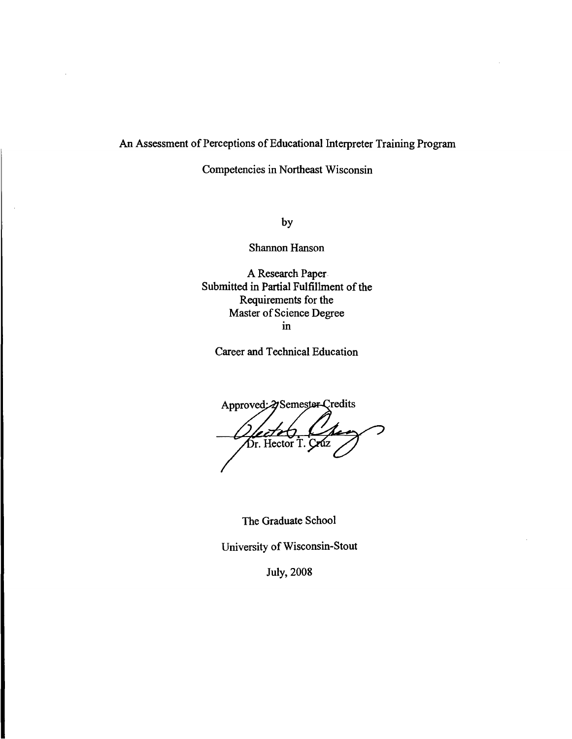# An Assessment of Perceptions of Educational Interpreter Training Program Competencies in Northeast Wisconsin

by

Shannon Hanson

A Research Paper
Submitted in Partial Fulfillment of the
Requirements for the
Master of Science Degree
in

Career and Technical Education

Approved: 2 Semester Credits

Dr. Hector T. Cruz

The Graduate School

University of Wisconsin-Stout

July, 2008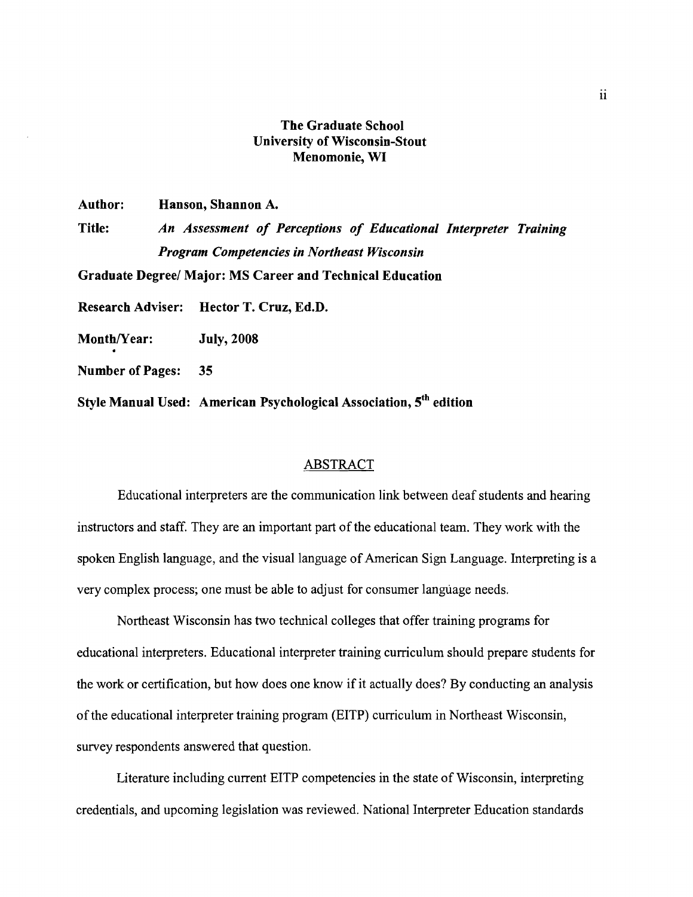**The Graduate School**
**University of Wisconsin-Stout**
**Menomonie, WI**

**Author:** **Hanson, Shannon A.**

**Title:** ***An Assessment of Perceptions of Educational Interpreter Training Program Competencies in Northeast Wisconsin***

**Graduate Degree/ Major: MS Career and Technical Education**

**Research Adviser:** **Hector T. Cruz, Ed.D.**

**Month/Year:** **July, 2008**

**Number of Pages:** **35**

**Style Manual Used:** **American Psychological Association, 5th edition**

## ABSTRACT

Educational interpreters are the communication link between deaf students and hearing instructors and staff. They are an important part of the educational team. They work with the spoken English language, and the visual language of American Sign Language. Interpreting is a very complex process; one must be able to adjust for consumer language needs.

Northeast Wisconsin has two technical colleges that offer training programs for educational interpreters. Educational interpreter training curriculum should prepare students for the work or certification, but how does one know if it actually does? By conducting an analysis of the educational interpreter training program (EITP) curriculum in Northeast Wisconsin, survey respondents answered that question.

Literature including current EITP competencies in the state of Wisconsin, interpreting credentials, and upcoming legislation was reviewed. National Interpreter Education standards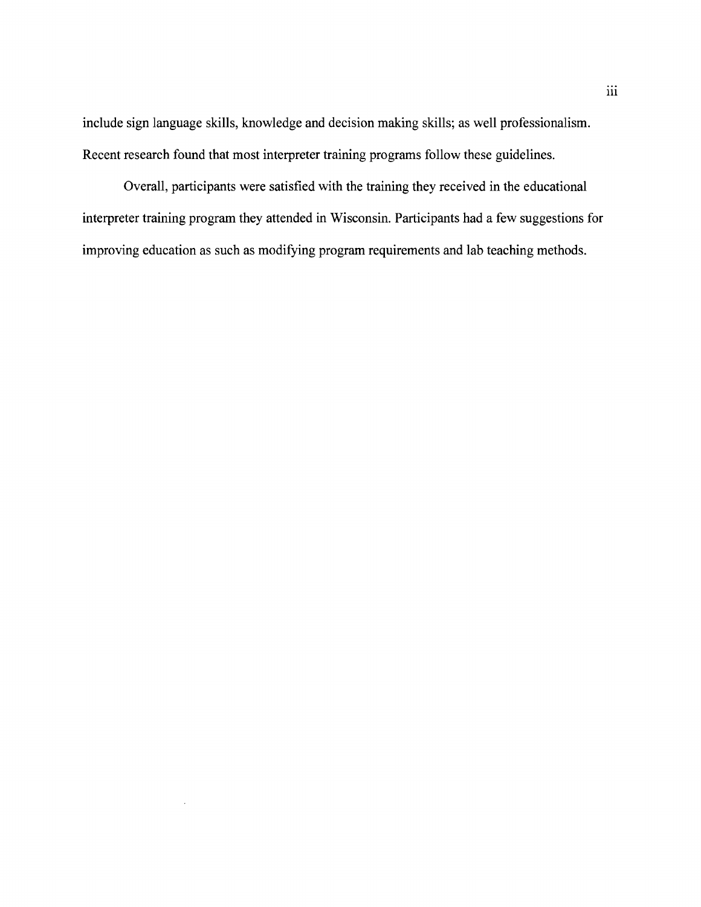include sign language skills, knowledge and decision making skills; as well professionalism. Recent research found that most interpreter training programs follow these guidelines.

Overall, participants were satisfied with the training they received in the educational interpreter training program they attended in Wisconsin. Participants had a few suggestions for improving education as such as modifying program requirements and lab teaching methods.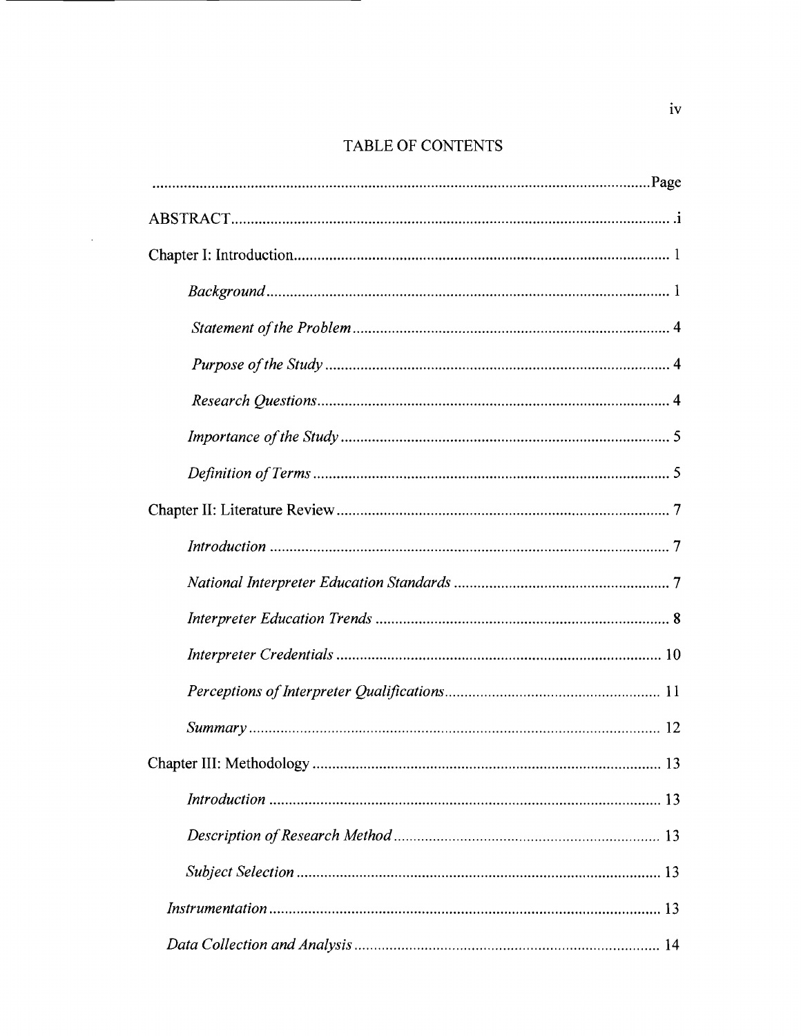# TABLE OF CONTENTS

| | Page |
|---|---|
| ABSTRACT | i |
| Chapter I: Introduction | 1 |
| *Background* | 1 |
| *Statement of the Problem* | 4 |
| *Purpose of the Study* | 4 |
| *Research Questions* | 4 |
| *Importance of the Study* | 5 |
| *Definition of Terms* | 5 |
| Chapter II: Literature Review | 7 |
| *Introduction* | 7 |
| *National Interpreter Education Standards* | 7 |
| *Interpreter Education Trends* | 8 |
| *Interpreter Credentials* | 10 |
| *Perceptions of Interpreter Qualifications* | 11 |
| *Summary* | 12 |
| Chapter III: Methodology | 13 |
| *Introduction* | 13 |
| *Description of Research Method* | 13 |
| *Subject Selection* | 13 |
| *Instrumentation* | 13 |
| *Data Collection and Analysis* | 14 |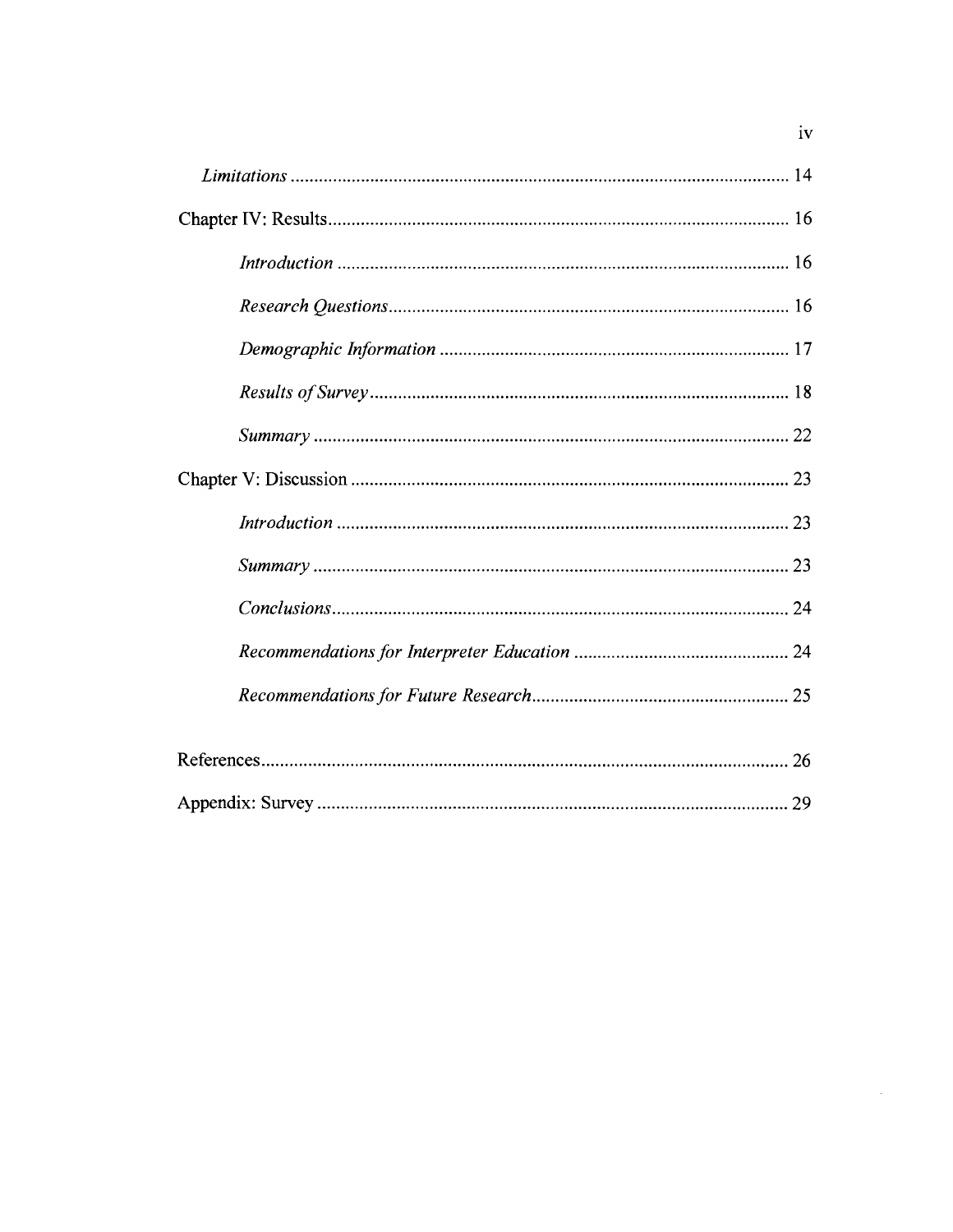*Limitations* .......... 14

Chapter IV: Results .......... 16

*Introduction* .......... 16

*Research Questions* .......... 16

*Demographic Information* .......... 17

*Results of Survey* .......... 18

*Summary* .......... 22

Chapter V: Discussion .......... 23

*Introduction* .......... 23

*Summary* .......... 23

*Conclusions* .......... 24

*Recommendations for Interpreter Education* .......... 24

*Recommendations for Future Research* .......... 25

References .......... 26

Appendix: Survey .......... 29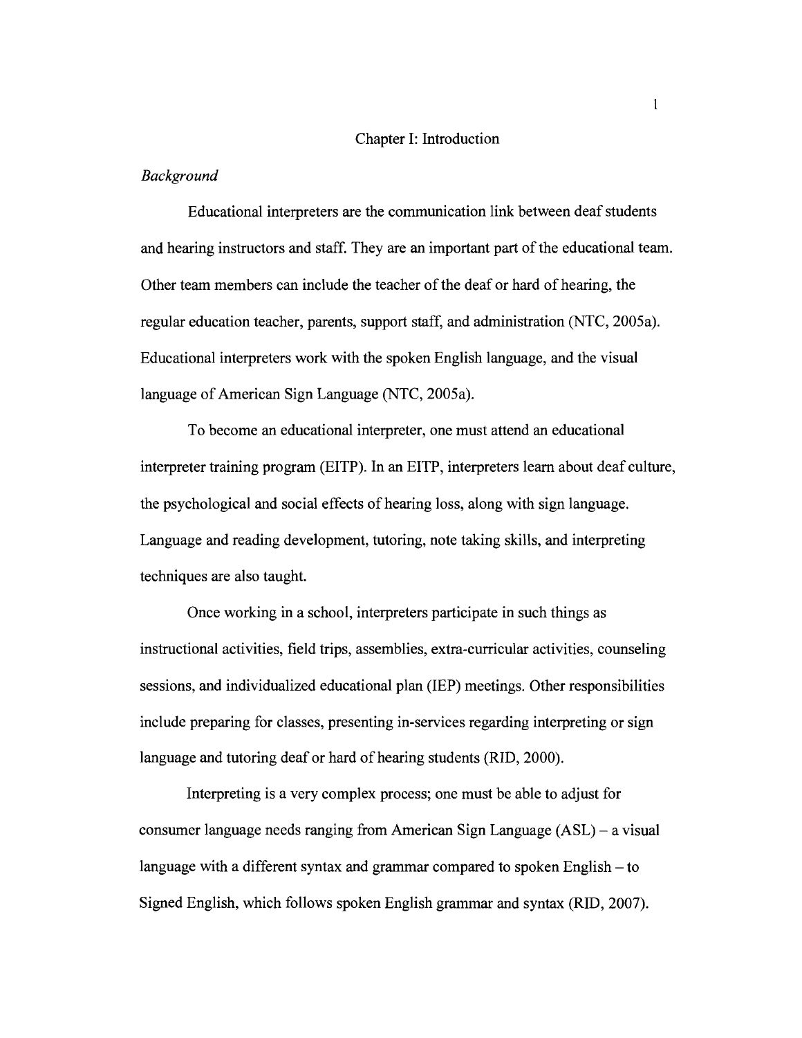# Chapter I: Introduction

## *Background*

Educational interpreters are the communication link between deaf students and hearing instructors and staff. They are an important part of the educational team. Other team members can include the teacher of the deaf or hard of hearing, the regular education teacher, parents, support staff, and administration (NTC, 2005a). Educational interpreters work with the spoken English language, and the visual language of American Sign Language (NTC, 2005a).

To become an educational interpreter, one must attend an educational interpreter training program (EITP). In an EITP, interpreters learn about deaf culture, the psychological and social effects of hearing loss, along with sign language. Language and reading development, tutoring, note taking skills, and interpreting techniques are also taught.

Once working in a school, interpreters participate in such things as instructional activities, field trips, assemblies, extra-curricular activities, counseling sessions, and individualized educational plan (IEP) meetings. Other responsibilities include preparing for classes, presenting in-services regarding interpreting or sign language and tutoring deaf or hard of hearing students (RID, 2000).

Interpreting is a very complex process; one must be able to adjust for consumer language needs ranging from American Sign Language (ASL) – a visual language with a different syntax and grammar compared to spoken English – to Signed English, which follows spoken English grammar and syntax (RID, 2007).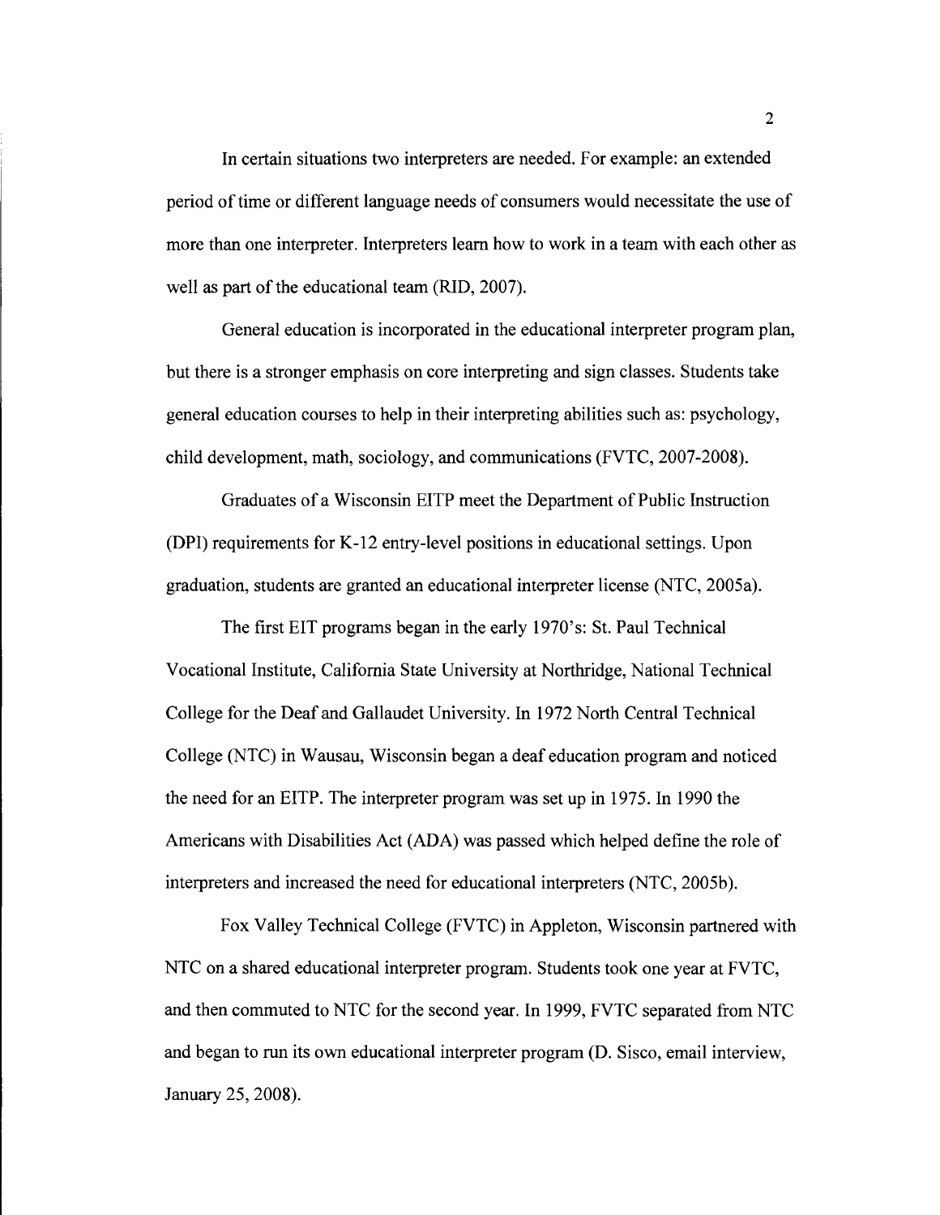In certain situations two interpreters are needed. For example: an extended period of time or different language needs of consumers would necessitate the use of more than one interpreter. Interpreters learn how to work in a team with each other as well as part of the educational team (RID, 2007).

General education is incorporated in the educational interpreter program plan, but there is a stronger emphasis on core interpreting and sign classes. Students take general education courses to help in their interpreting abilities such as: psychology, child development, math, sociology, and communications (FVTC, 2007-2008).

Graduates of a Wisconsin EITP meet the Department of Public Instruction (DPI) requirements for K-12 entry-level positions in educational settings. Upon graduation, students are granted an educational interpreter license (NTC, 2005a).

The first EIT programs began in the early 1970's: St. Paul Technical Vocational Institute, California State University at Northridge, National Technical College for the Deaf and Gallaudet University. In 1972 North Central Technical College (NTC) in Wausau, Wisconsin began a deaf education program and noticed the need for an EITP. The interpreter program was set up in 1975. In 1990 the Americans with Disabilities Act (ADA) was passed which helped define the role of interpreters and increased the need for educational interpreters (NTC, 2005b).

Fox Valley Technical College (FVTC) in Appleton, Wisconsin partnered with NTC on a shared educational interpreter program. Students took one year at FVTC, and then commuted to NTC for the second year. In 1999, FVTC separated from NTC and began to run its own educational interpreter program (D. Sisco, email interview, January 25, 2008).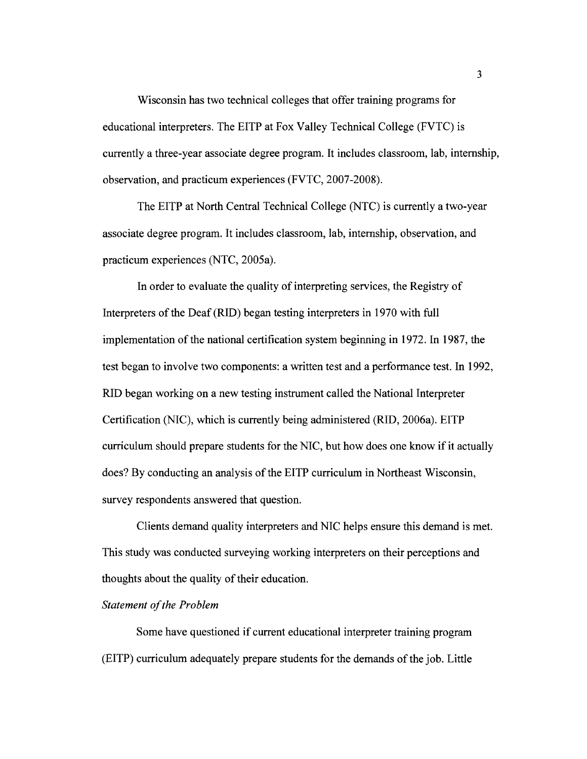Wisconsin has two technical colleges that offer training programs for educational interpreters. The EITP at Fox Valley Technical College (FVTC) is currently a three-year associate degree program. It includes classroom, lab, internship, observation, and practicum experiences (FVTC, 2007-2008).

The EITP at North Central Technical College (NTC) is currently a two-year associate degree program. It includes classroom, lab, internship, observation, and practicum experiences (NTC, 2005a).

In order to evaluate the quality of interpreting services, the Registry of Interpreters of the Deaf (RID) began testing interpreters in 1970 with full implementation of the national certification system beginning in 1972. In 1987, the test began to involve two components: a written test and a performance test. In 1992, RID began working on a new testing instrument called the National Interpreter Certification (NIC), which is currently being administered (RID, 2006a). EITP curriculum should prepare students for the NIC, but how does one know if it actually does? By conducting an analysis of the EITP curriculum in Northeast Wisconsin, survey respondents answered that question.

Clients demand quality interpreters and NIC helps ensure this demand is met. This study was conducted surveying working interpreters on their perceptions and thoughts about the quality of their education.

*Statement of the Problem*

Some have questioned if current educational interpreter training program (EITP) curriculum adequately prepare students for the demands of the job. Little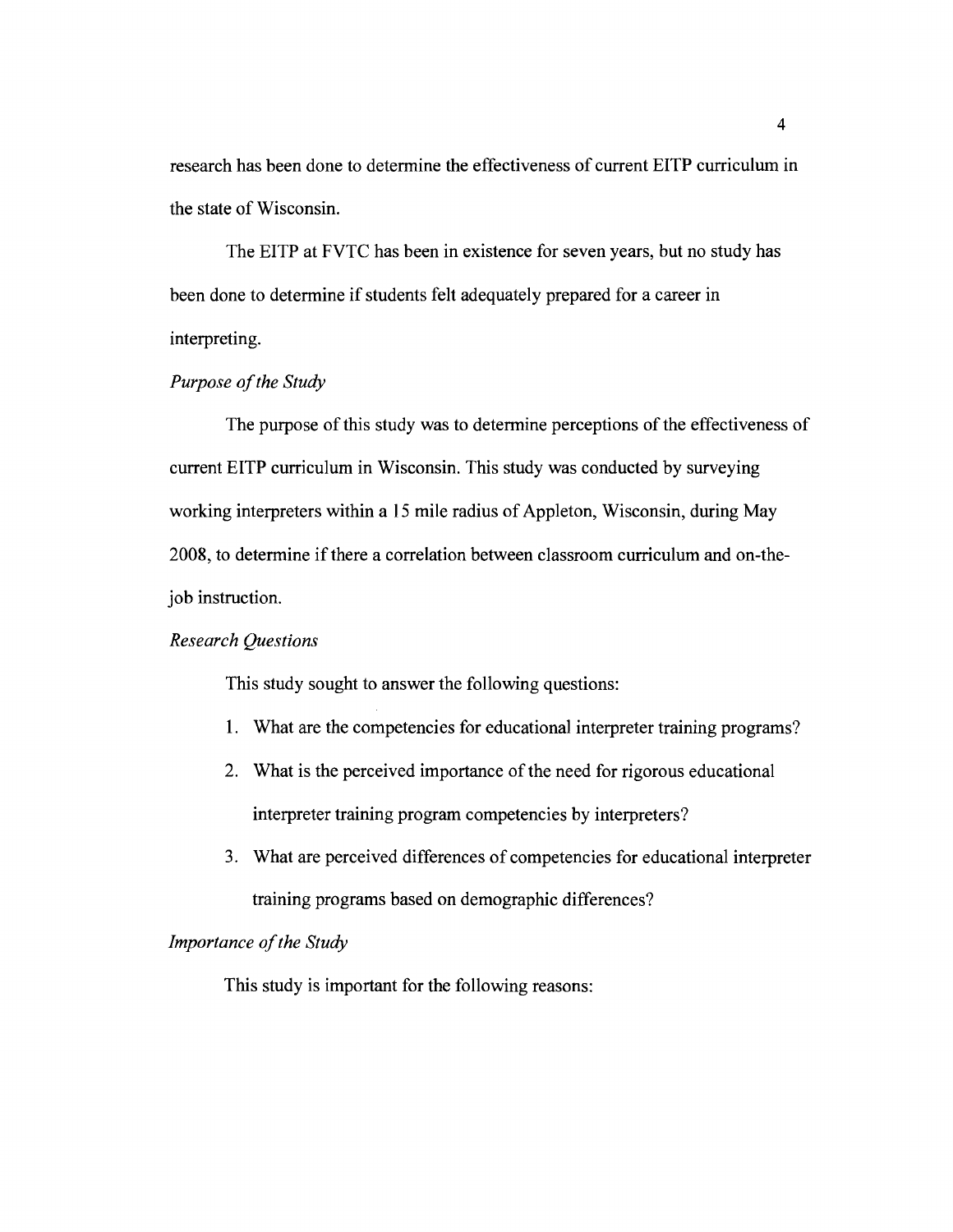research has been done to determine the effectiveness of current EITP curriculum in the state of Wisconsin.

The EITP at FVTC has been in existence for seven years, but no study has been done to determine if students felt adequately prepared for a career in interpreting.

*Purpose of the Study*

The purpose of this study was to determine perceptions of the effectiveness of current EITP curriculum in Wisconsin. This study was conducted by surveying working interpreters within a 15 mile radius of Appleton, Wisconsin, during May 2008, to determine if there a correlation between classroom curriculum and on-the-job instruction.

*Research Questions*

This study sought to answer the following questions:

1. What are the competencies for educational interpreter training programs?
2. What is the perceived importance of the need for rigorous educational interpreter training program competencies by interpreters?
3. What are perceived differences of competencies for educational interpreter training programs based on demographic differences?

*Importance of the Study*

This study is important for the following reasons: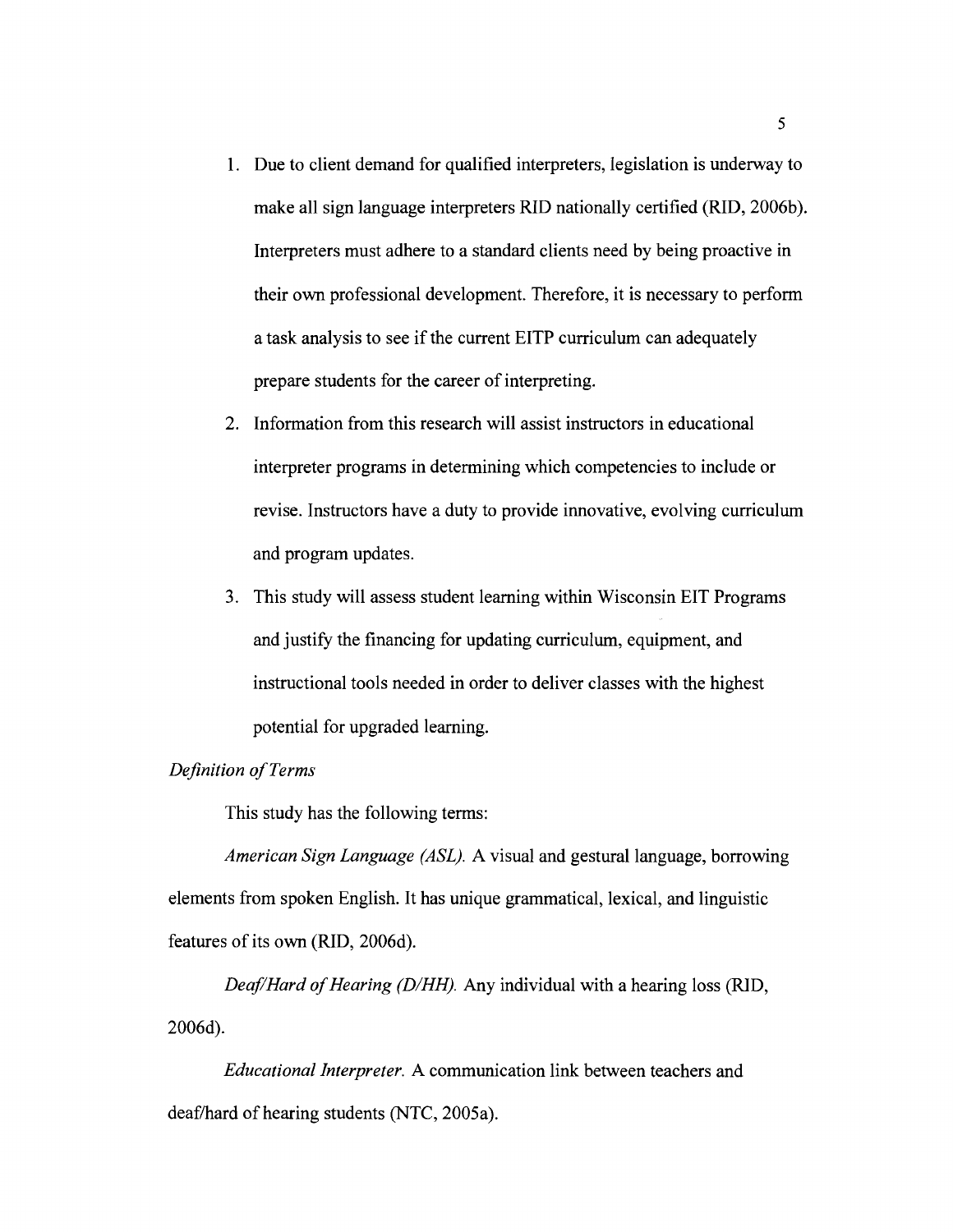1. Due to client demand for qualified interpreters, legislation is underway to make all sign language interpreters RID nationally certified (RID, 2006b). Interpreters must adhere to a standard clients need by being proactive in their own professional development. Therefore, it is necessary to perform a task analysis to see if the current EITP curriculum can adequately prepare students for the career of interpreting.
2. Information from this research will assist instructors in educational interpreter programs in determining which competencies to include or revise. Instructors have a duty to provide innovative, evolving curriculum and program updates.
3. This study will assess student learning within Wisconsin EIT Programs and justify the financing for updating curriculum, equipment, and instructional tools needed in order to deliver classes with the highest potential for upgraded learning.

*Definition of Terms*

This study has the following terms:

*American Sign Language (ASL).* A visual and gestural language, borrowing elements from spoken English. It has unique grammatical, lexical, and linguistic features of its own (RID, 2006d).

*Deaf/Hard of Hearing (D/HH).* Any individual with a hearing loss (RID, 2006d).

*Educational Interpreter.* A communication link between teachers and deaf/hard of hearing students (NTC, 2005a).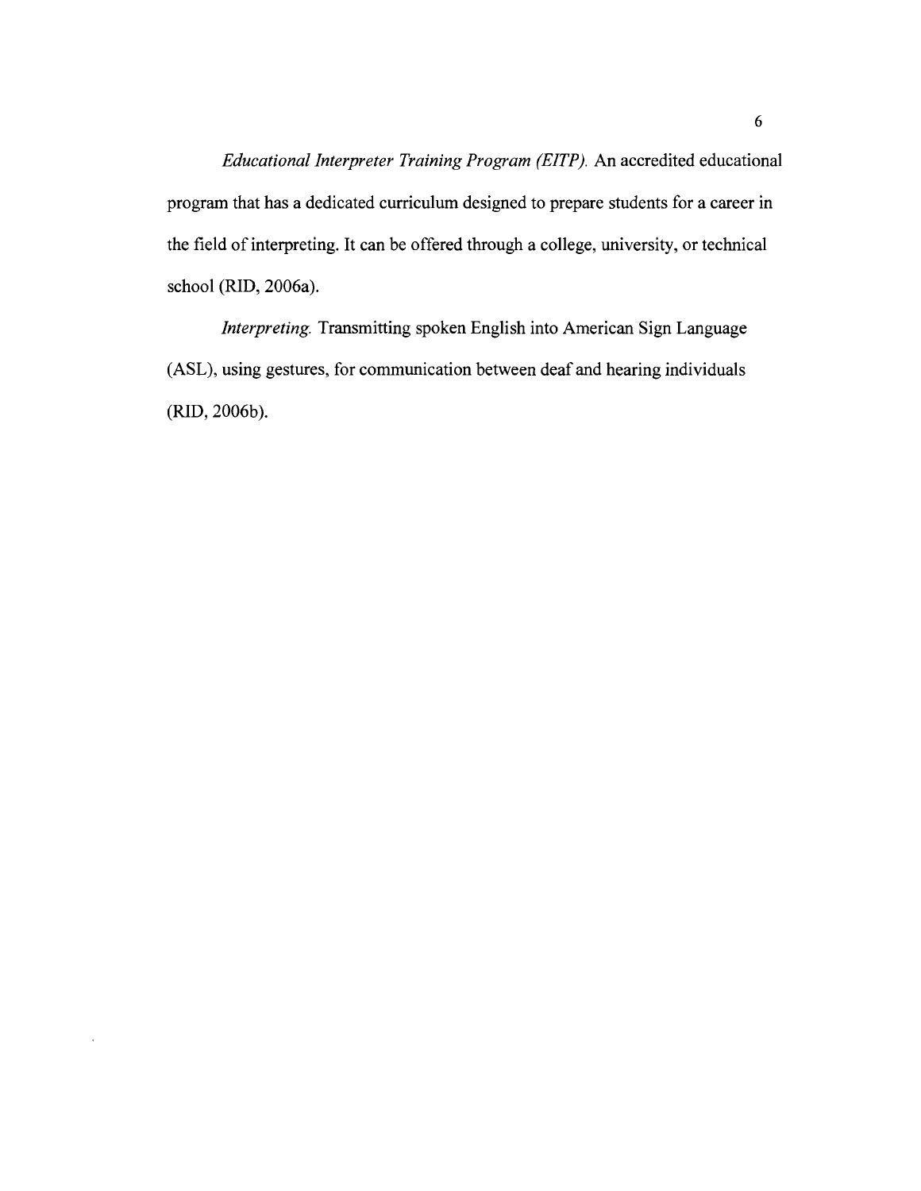*Educational Interpreter Training Program (EITP).* An accredited educational program that has a dedicated curriculum designed to prepare students for a career in the field of interpreting. It can be offered through a college, university, or technical school (RID, 2006a).

*Interpreting.* Transmitting spoken English into American Sign Language (ASL), using gestures, for communication between deaf and hearing individuals (RID, 2006b).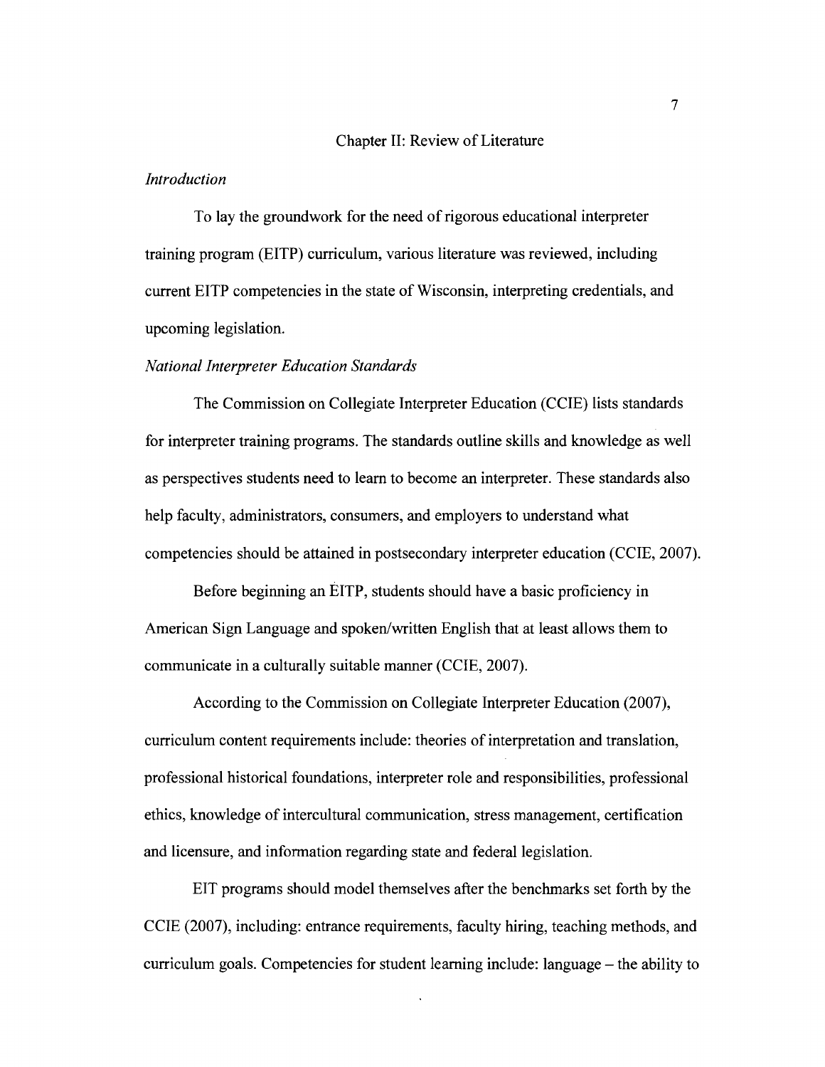# Chapter II: Review of Literature

*Introduction*

To lay the groundwork for the need of rigorous educational interpreter training program (EITP) curriculum, various literature was reviewed, including current EITP competencies in the state of Wisconsin, interpreting credentials, and upcoming legislation.

*National Interpreter Education Standards*

The Commission on Collegiate Interpreter Education (CCIE) lists standards for interpreter training programs. The standards outline skills and knowledge as well as perspectives students need to learn to become an interpreter. These standards also help faculty, administrators, consumers, and employers to understand what competencies should be attained in postsecondary interpreter education (CCIE, 2007).

Before beginning an EITP, students should have a basic proficiency in American Sign Language and spoken/written English that at least allows them to communicate in a culturally suitable manner (CCIE, 2007).

According to the Commission on Collegiate Interpreter Education (2007), curriculum content requirements include: theories of interpretation and translation, professional historical foundations, interpreter role and responsibilities, professional ethics, knowledge of intercultural communication, stress management, certification and licensure, and information regarding state and federal legislation.

EIT programs should model themselves after the benchmarks set forth by the CCIE (2007), including: entrance requirements, faculty hiring, teaching methods, and curriculum goals. Competencies for student learning include: language – the ability to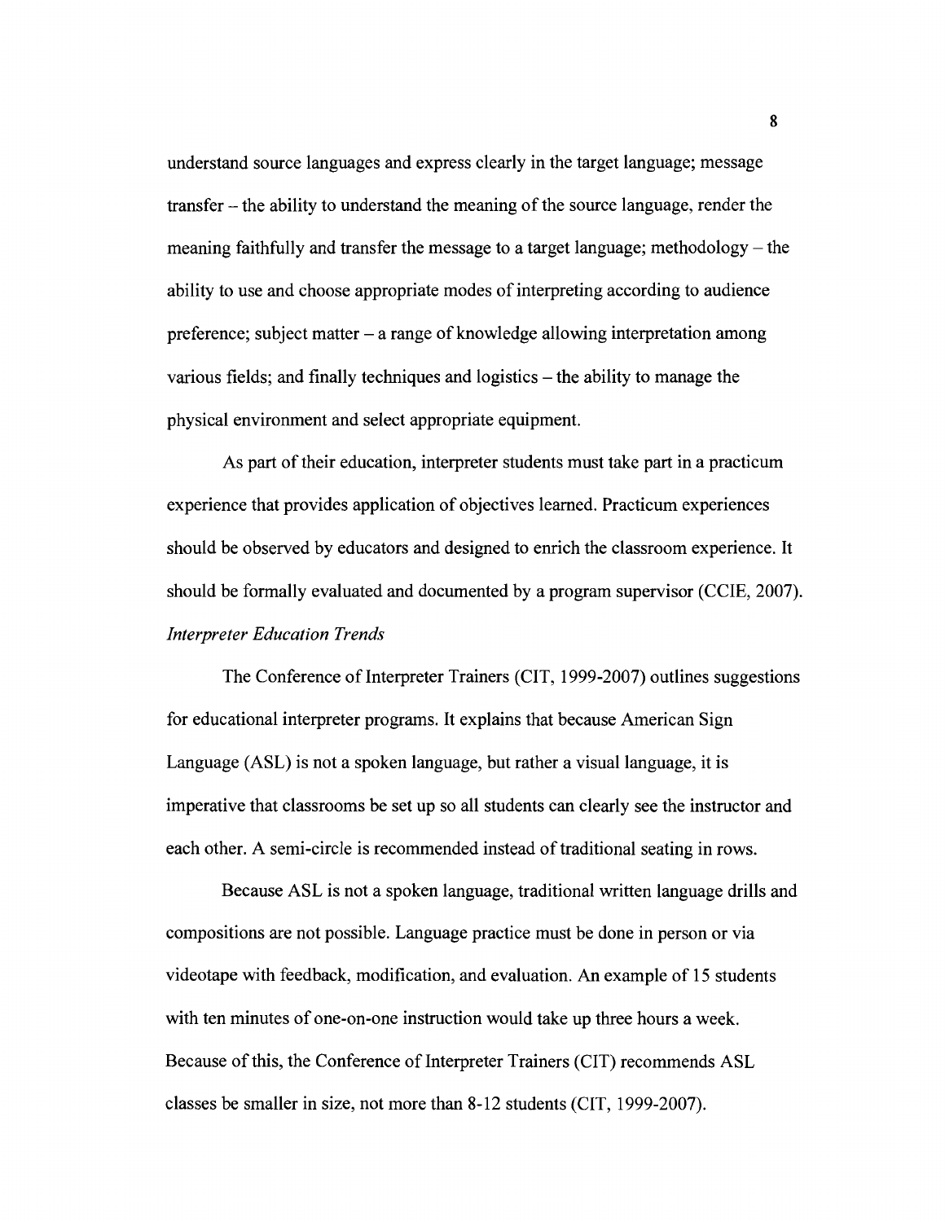understand source languages and express clearly in the target language; message transfer – the ability to understand the meaning of the source language, render the meaning faithfully and transfer the message to a target language; methodology – the ability to use and choose appropriate modes of interpreting according to audience preference; subject matter – a range of knowledge allowing interpretation among various fields; and finally techniques and logistics – the ability to manage the physical environment and select appropriate equipment.

As part of their education, interpreter students must take part in a practicum experience that provides application of objectives learned. Practicum experiences should be observed by educators and designed to enrich the classroom experience. It should be formally evaluated and documented by a program supervisor (CCIE, 2007).

*Interpreter Education Trends*

The Conference of Interpreter Trainers (CIT, 1999-2007) outlines suggestions for educational interpreter programs. It explains that because American Sign Language (ASL) is not a spoken language, but rather a visual language, it is imperative that classrooms be set up so all students can clearly see the instructor and each other. A semi-circle is recommended instead of traditional seating in rows.

Because ASL is not a spoken language, traditional written language drills and compositions are not possible. Language practice must be done in person or via videotape with feedback, modification, and evaluation. An example of 15 students with ten minutes of one-on-one instruction would take up three hours a week. Because of this, the Conference of Interpreter Trainers (CIT) recommends ASL classes be smaller in size, not more than 8-12 students (CIT, 1999-2007).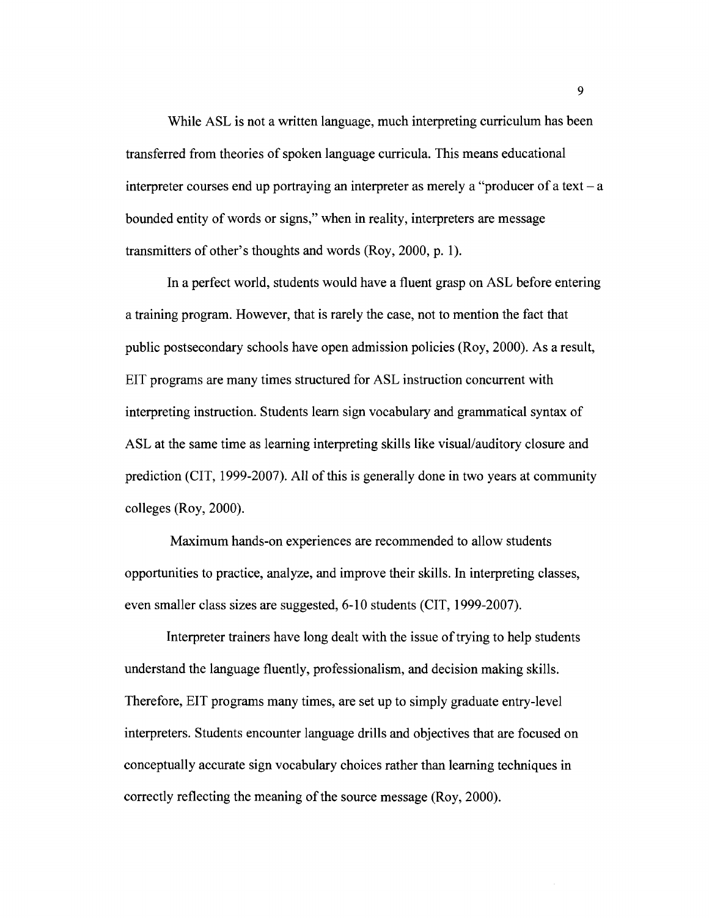While ASL is not a written language, much interpreting curriculum has been transferred from theories of spoken language curricula. This means educational interpreter courses end up portraying an interpreter as merely a "producer of a text – a bounded entity of words or signs," when in reality, interpreters are message transmitters of other's thoughts and words (Roy, 2000, p. 1).

In a perfect world, students would have a fluent grasp on ASL before entering a training program. However, that is rarely the case, not to mention the fact that public postsecondary schools have open admission policies (Roy, 2000). As a result, EIT programs are many times structured for ASL instruction concurrent with interpreting instruction. Students learn sign vocabulary and grammatical syntax of ASL at the same time as learning interpreting skills like visual/auditory closure and prediction (CIT, 1999-2007). All of this is generally done in two years at community colleges (Roy, 2000).

Maximum hands-on experiences are recommended to allow students opportunities to practice, analyze, and improve their skills. In interpreting classes, even smaller class sizes are suggested, 6-10 students (CIT, 1999-2007).

Interpreter trainers have long dealt with the issue of trying to help students understand the language fluently, professionalism, and decision making skills. Therefore, EIT programs many times, are set up to simply graduate entry-level interpreters. Students encounter language drills and objectives that are focused on conceptually accurate sign vocabulary choices rather than learning techniques in correctly reflecting the meaning of the source message (Roy, 2000).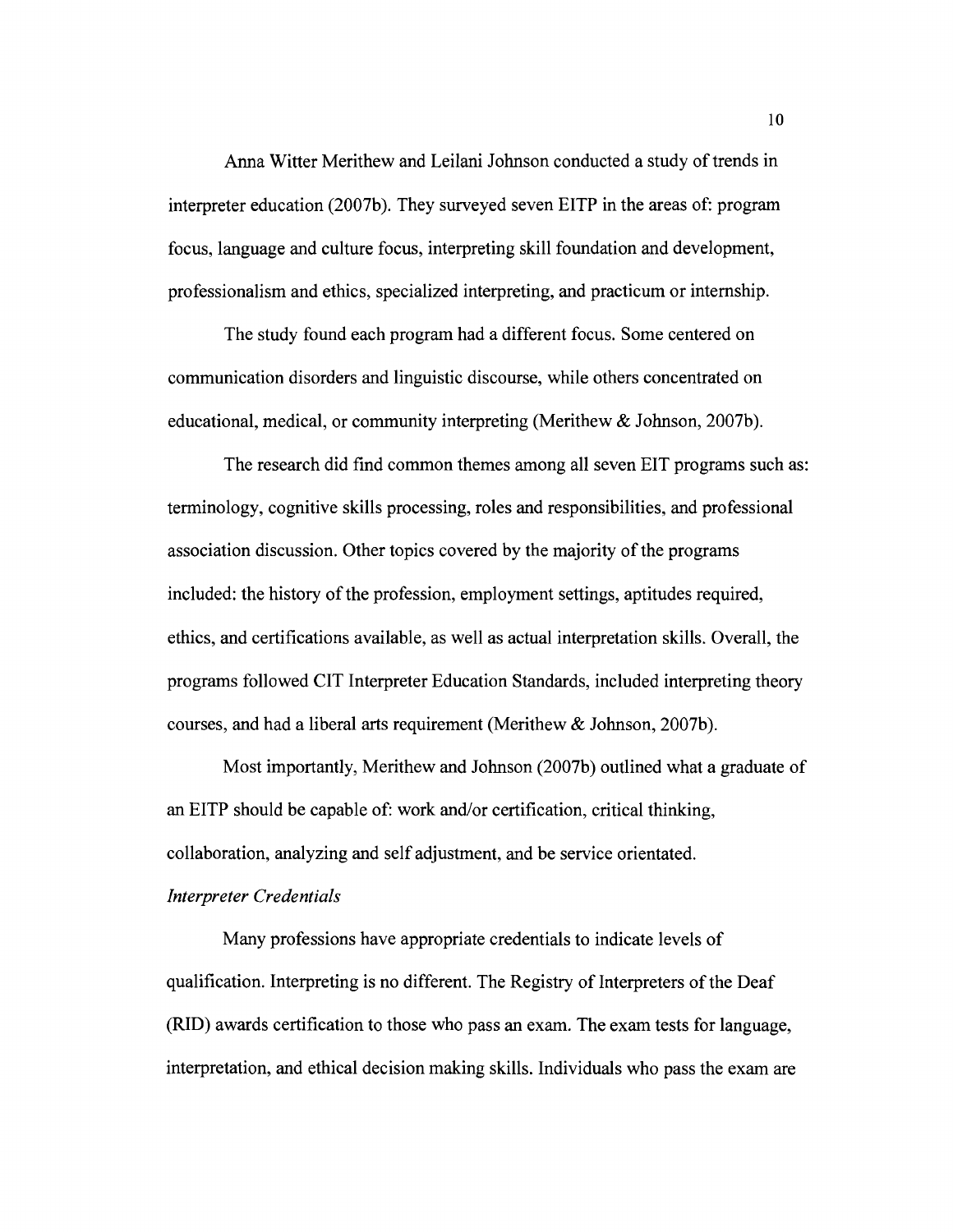Anna Witter Merithew and Leilani Johnson conducted a study of trends in interpreter education (2007b). They surveyed seven EITP in the areas of: program focus, language and culture focus, interpreting skill foundation and development, professionalism and ethics, specialized interpreting, and practicum or internship.

The study found each program had a different focus. Some centered on communication disorders and linguistic discourse, while others concentrated on educational, medical, or community interpreting (Merithew & Johnson, 2007b).

The research did find common themes among all seven EIT programs such as: terminology, cognitive skills processing, roles and responsibilities, and professional association discussion. Other topics covered by the majority of the programs included: the history of the profession, employment settings, aptitudes required, ethics, and certifications available, as well as actual interpretation skills. Overall, the programs followed CIT Interpreter Education Standards, included interpreting theory courses, and had a liberal arts requirement (Merithew & Johnson, 2007b).

Most importantly, Merithew and Johnson (2007b) outlined what a graduate of an EITP should be capable of: work and/or certification, critical thinking, collaboration, analyzing and self adjustment, and be service orientated.

### *Interpreter Credentials*

Many professions have appropriate credentials to indicate levels of qualification. Interpreting is no different. The Registry of Interpreters of the Deaf (RID) awards certification to those who pass an exam. The exam tests for language, interpretation, and ethical decision making skills. Individuals who pass the exam are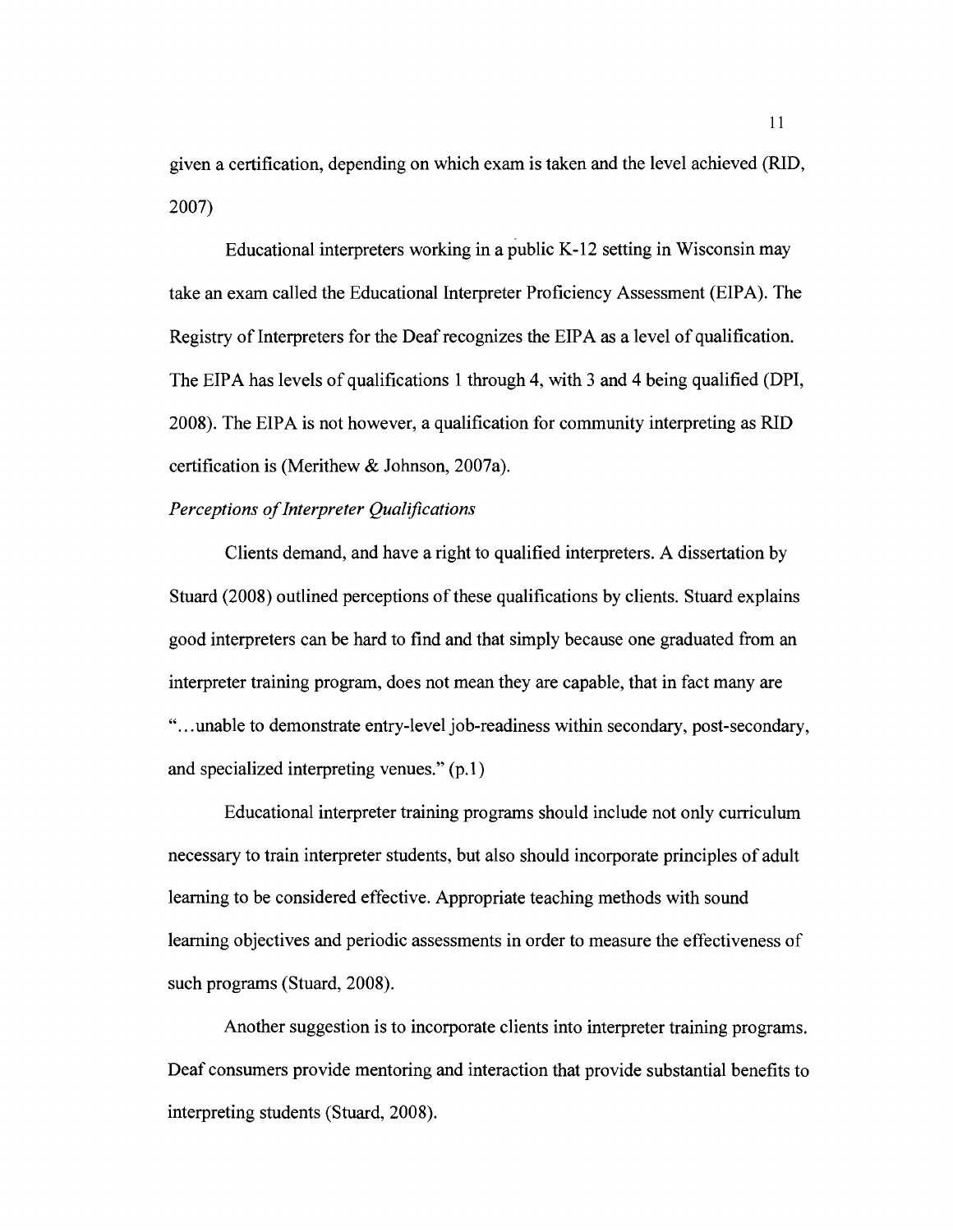given a certification, depending on which exam is taken and the level achieved (RID, 2007)

Educational interpreters working in a public K-12 setting in Wisconsin may take an exam called the Educational Interpreter Proficiency Assessment (EIPA). The Registry of Interpreters for the Deaf recognizes the EIPA as a level of qualification. The EIPA has levels of qualifications 1 through 4, with 3 and 4 being qualified (DPI, 2008). The EIPA is not however, a qualification for community interpreting as RID certification is (Merithew & Johnson, 2007a).

*Perceptions of Interpreter Qualifications*

Clients demand, and have a right to qualified interpreters. A dissertation by Stuard (2008) outlined perceptions of these qualifications by clients. Stuard explains good interpreters can be hard to find and that simply because one graduated from an interpreter training program, does not mean they are capable, that in fact many are "...unable to demonstrate entry-level job-readiness within secondary, post-secondary, and specialized interpreting venues." (p.1)

Educational interpreter training programs should include not only curriculum necessary to train interpreter students, but also should incorporate principles of adult learning to be considered effective. Appropriate teaching methods with sound learning objectives and periodic assessments in order to measure the effectiveness of such programs (Stuard, 2008).

Another suggestion is to incorporate clients into interpreter training programs. Deaf consumers provide mentoring and interaction that provide substantial benefits to interpreting students (Stuard, 2008).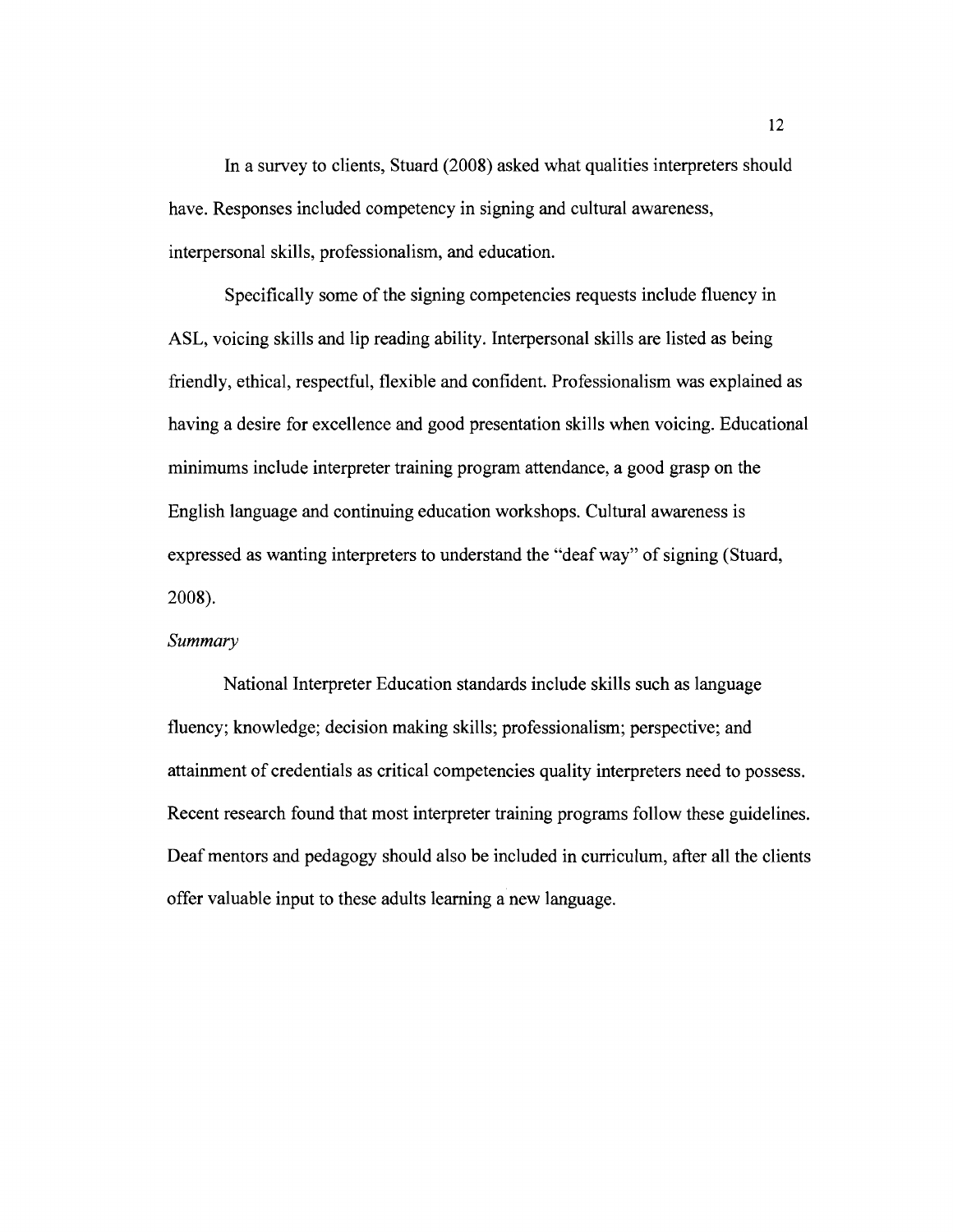In a survey to clients, Stuard (2008) asked what qualities interpreters should have. Responses included competency in signing and cultural awareness, interpersonal skills, professionalism, and education.

Specifically some of the signing competencies requests include fluency in ASL, voicing skills and lip reading ability. Interpersonal skills are listed as being friendly, ethical, respectful, flexible and confident. Professionalism was explained as having a desire for excellence and good presentation skills when voicing. Educational minimums include interpreter training program attendance, a good grasp on the English language and continuing education workshops. Cultural awareness is expressed as wanting interpreters to understand the "deaf way" of signing (Stuard, 2008).

*Summary*

National Interpreter Education standards include skills such as language fluency; knowledge; decision making skills; professionalism; perspective; and attainment of credentials as critical competencies quality interpreters need to possess. Recent research found that most interpreter training programs follow these guidelines. Deaf mentors and pedagogy should also be included in curriculum, after all the clients offer valuable input to these adults learning a new language.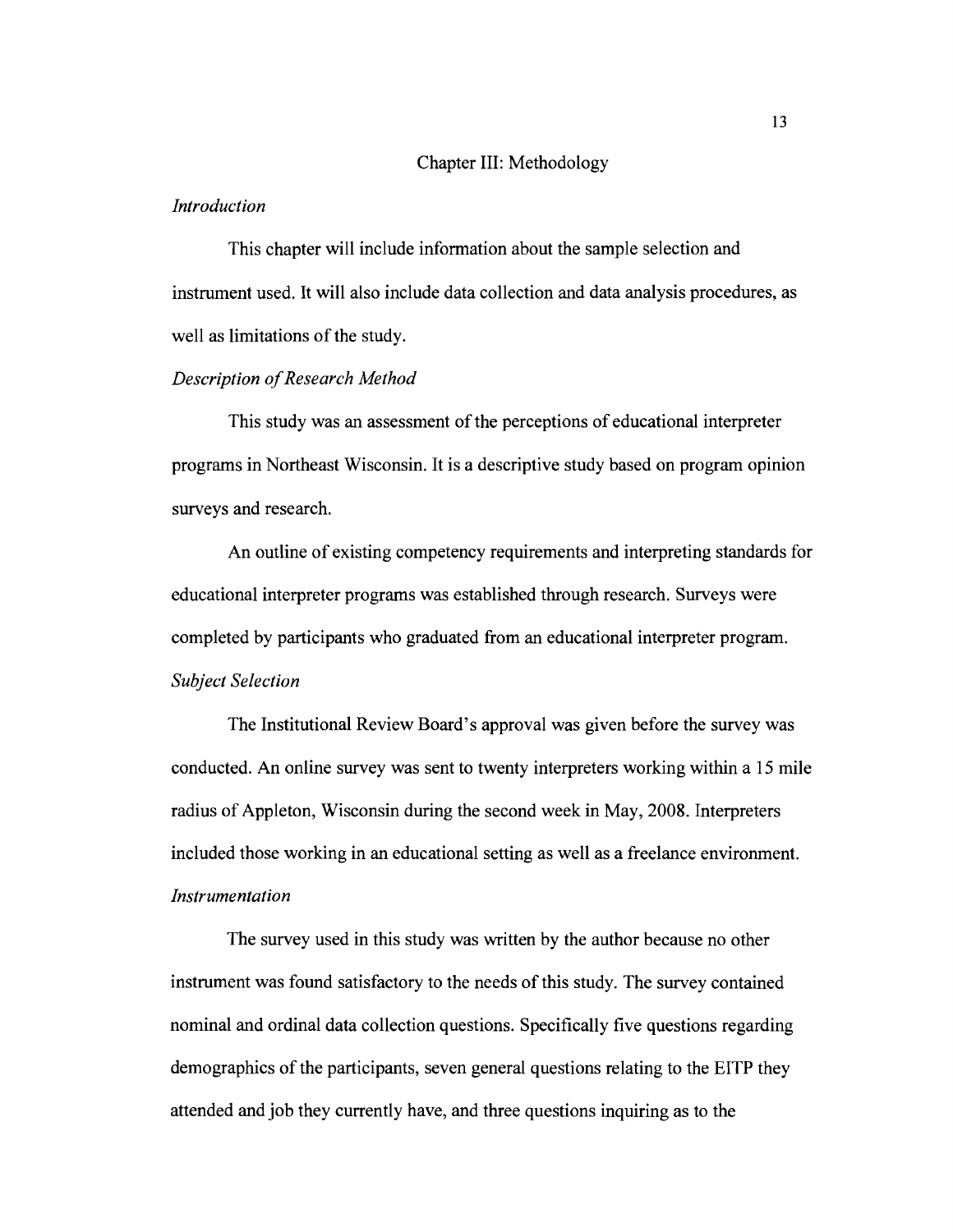# Chapter III: Methodology

*Introduction*

This chapter will include information about the sample selection and instrument used. It will also include data collection and data analysis procedures, as well as limitations of the study.

*Description of Research Method*

This study was an assessment of the perceptions of educational interpreter programs in Northeast Wisconsin. It is a descriptive study based on program opinion surveys and research.

An outline of existing competency requirements and interpreting standards for educational interpreter programs was established through research. Surveys were completed by participants who graduated from an educational interpreter program.

*Subject Selection*

The Institutional Review Board's approval was given before the survey was conducted. An online survey was sent to twenty interpreters working within a 15 mile radius of Appleton, Wisconsin during the second week in May, 2008. Interpreters included those working in an educational setting as well as a freelance environment.

*Instrumentation*

The survey used in this study was written by the author because no other instrument was found satisfactory to the needs of this study. The survey contained nominal and ordinal data collection questions. Specifically five questions regarding demographics of the participants, seven general questions relating to the EITP they attended and job they currently have, and three questions inquiring as to the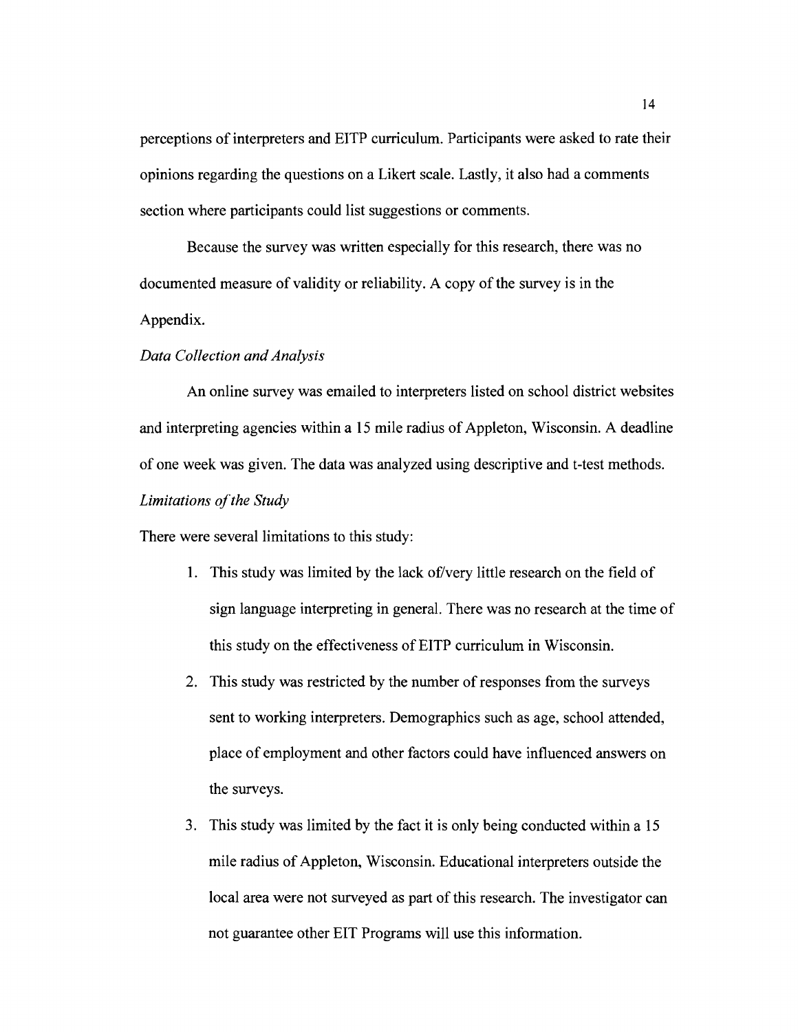perceptions of interpreters and EITP curriculum. Participants were asked to rate their opinions regarding the questions on a Likert scale. Lastly, it also had a comments section where participants could list suggestions or comments.

Because the survey was written especially for this research, there was no documented measure of validity or reliability. A copy of the survey is in the Appendix.

*Data Collection and Analysis*

An online survey was emailed to interpreters listed on school district websites and interpreting agencies within a 15 mile radius of Appleton, Wisconsin. A deadline of one week was given. The data was analyzed using descriptive and t-test methods.

*Limitations of the Study*

There were several limitations to this study:

1. This study was limited by the lack of/very little research on the field of sign language interpreting in general. There was no research at the time of this study on the effectiveness of EITP curriculum in Wisconsin.
2. This study was restricted by the number of responses from the surveys sent to working interpreters. Demographics such as age, school attended, place of employment and other factors could have influenced answers on the surveys.
3. This study was limited by the fact it is only being conducted within a 15 mile radius of Appleton, Wisconsin. Educational interpreters outside the local area were not surveyed as part of this research. The investigator can not guarantee other EIT Programs will use this information.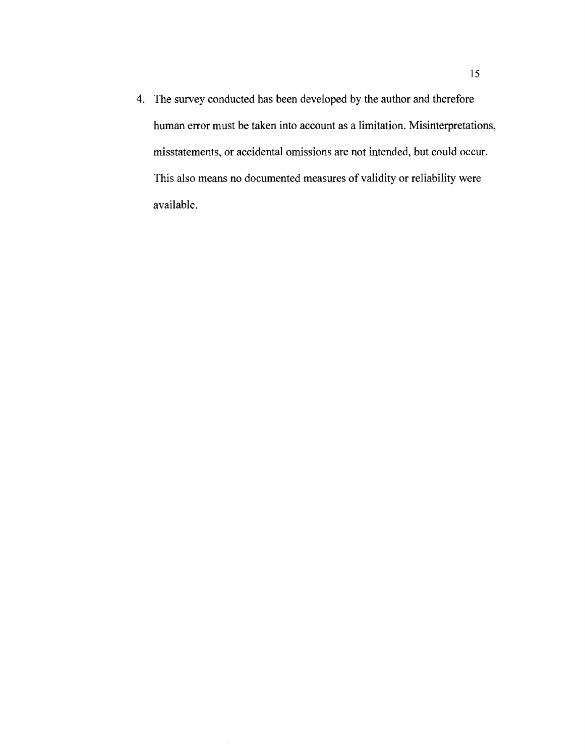4. The survey conducted has been developed by the author and therefore human error must be taken into account as a limitation. Misinterpretations, misstatements, or accidental omissions are not intended, but could occur. This also means no documented measures of validity or reliability were available.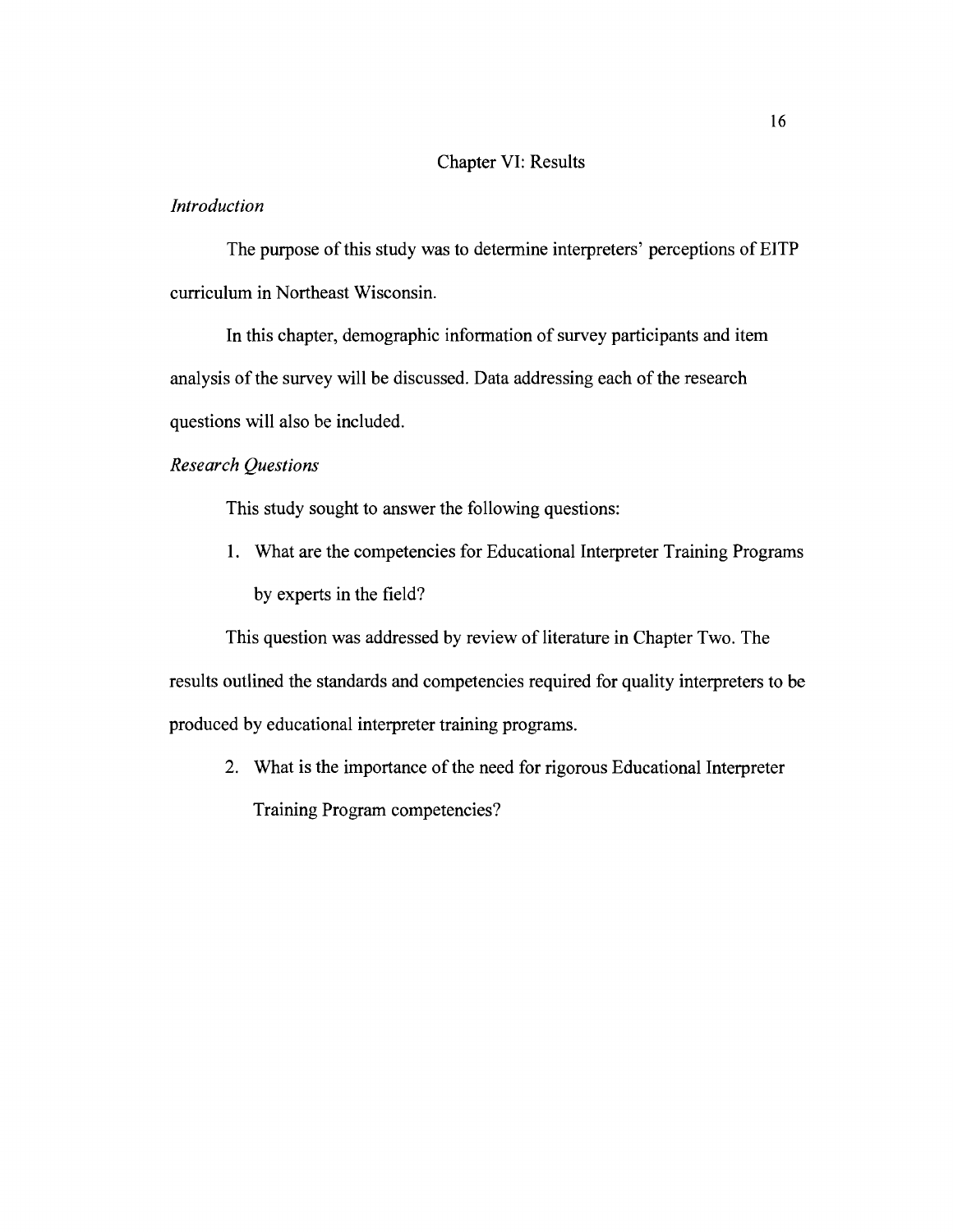# Chapter VI: Results

*Introduction*

The purpose of this study was to determine interpreters' perceptions of EITP curriculum in Northeast Wisconsin.

In this chapter, demographic information of survey participants and item analysis of the survey will be discussed. Data addressing each of the research questions will also be included.

*Research Questions*

This study sought to answer the following questions:

1. What are the competencies for Educational Interpreter Training Programs by experts in the field?

This question was addressed by review of literature in Chapter Two. The results outlined the standards and competencies required for quality interpreters to be produced by educational interpreter training programs.

2. What is the importance of the need for rigorous Educational Interpreter Training Program competencies?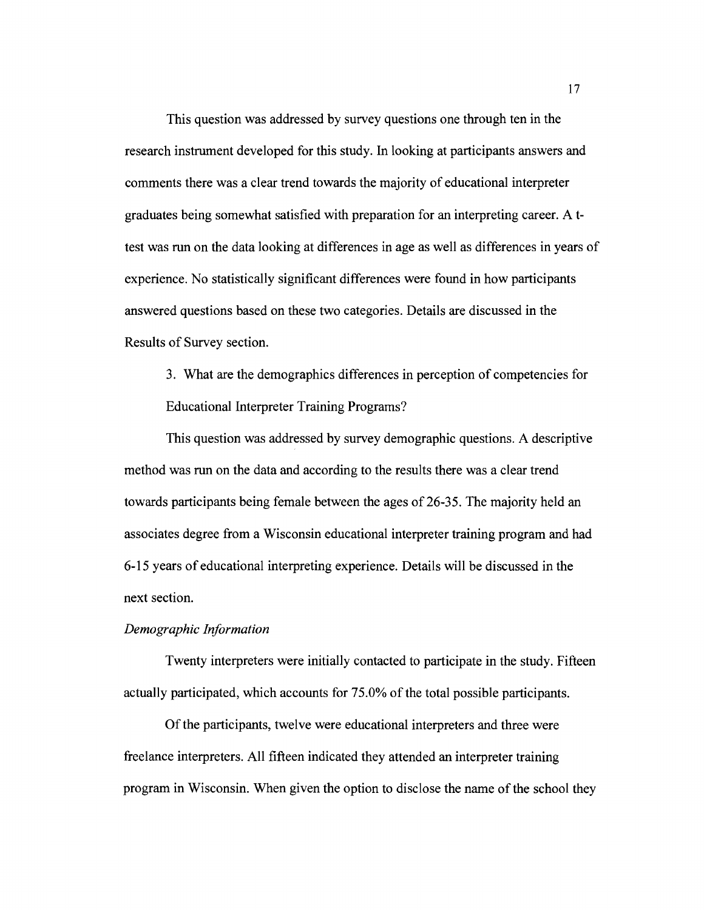This question was addressed by survey questions one through ten in the research instrument developed for this study. In looking at participants answers and comments there was a clear trend towards the majority of educational interpreter graduates being somewhat satisfied with preparation for an interpreting career. A t-test was run on the data looking at differences in age as well as differences in years of experience. No statistically significant differences were found in how participants answered questions based on these two categories. Details are discussed in the Results of Survey section.

3. What are the demographics differences in perception of competencies for Educational Interpreter Training Programs?

This question was addressed by survey demographic questions. A descriptive method was run on the data and according to the results there was a clear trend towards participants being female between the ages of 26-35. The majority held an associates degree from a Wisconsin educational interpreter training program and had 6-15 years of educational interpreting experience. Details will be discussed in the next section.

*Demographic Information*

Twenty interpreters were initially contacted to participate in the study. Fifteen actually participated, which accounts for 75.0% of the total possible participants.

Of the participants, twelve were educational interpreters and three were freelance interpreters. All fifteen indicated they attended an interpreter training program in Wisconsin. When given the option to disclose the name of the school they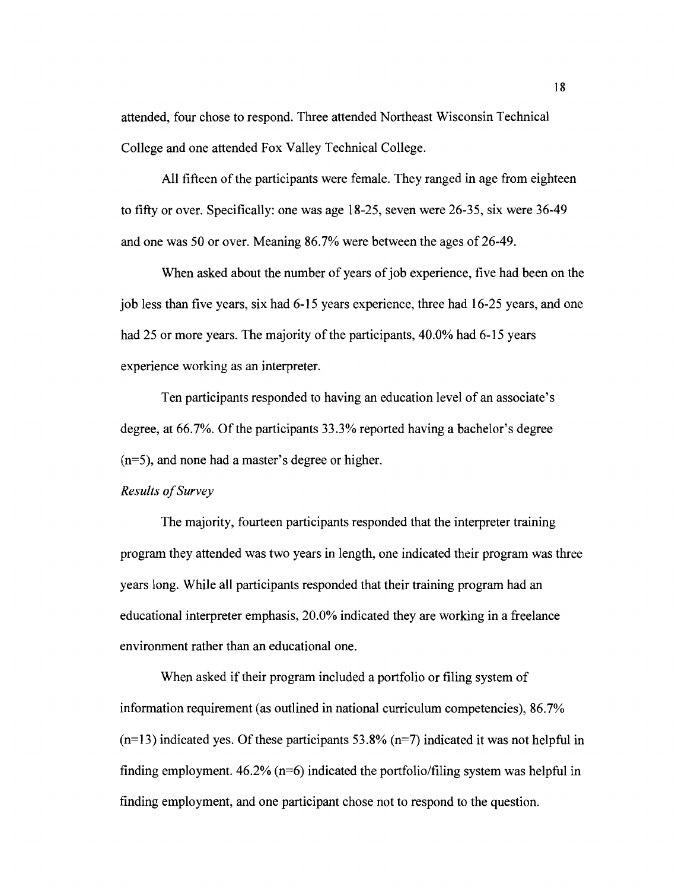attended, four chose to respond. Three attended Northeast Wisconsin Technical College and one attended Fox Valley Technical College.

All fifteen of the participants were female. They ranged in age from eighteen to fifty or over. Specifically: one was age 18-25, seven were 26-35, six were 36-49 and one was 50 or over. Meaning 86.7% were between the ages of 26-49.

When asked about the number of years of job experience, five had been on the job less than five years, six had 6-15 years experience, three had 16-25 years, and one had 25 or more years. The majority of the participants, 40.0% had 6-15 years experience working as an interpreter.

Ten participants responded to having an education level of an associate's degree, at 66.7%. Of the participants 33.3% reported having a bachelor's degree (n=5), and none had a master's degree or higher.

*Results of Survey*

The majority, fourteen participants responded that the interpreter training program they attended was two years in length, one indicated their program was three years long. While all participants responded that their training program had an educational interpreter emphasis, 20.0% indicated they are working in a freelance environment rather than an educational one.

When asked if their program included a portfolio or filing system of information requirement (as outlined in national curriculum competencies), 86.7% (n=13) indicated yes. Of these participants 53.8% (n=7) indicated it was not helpful in finding employment. 46.2% (n=6) indicated the portfolio/filing system was helpful in finding employment, and one participant chose not to respond to the question.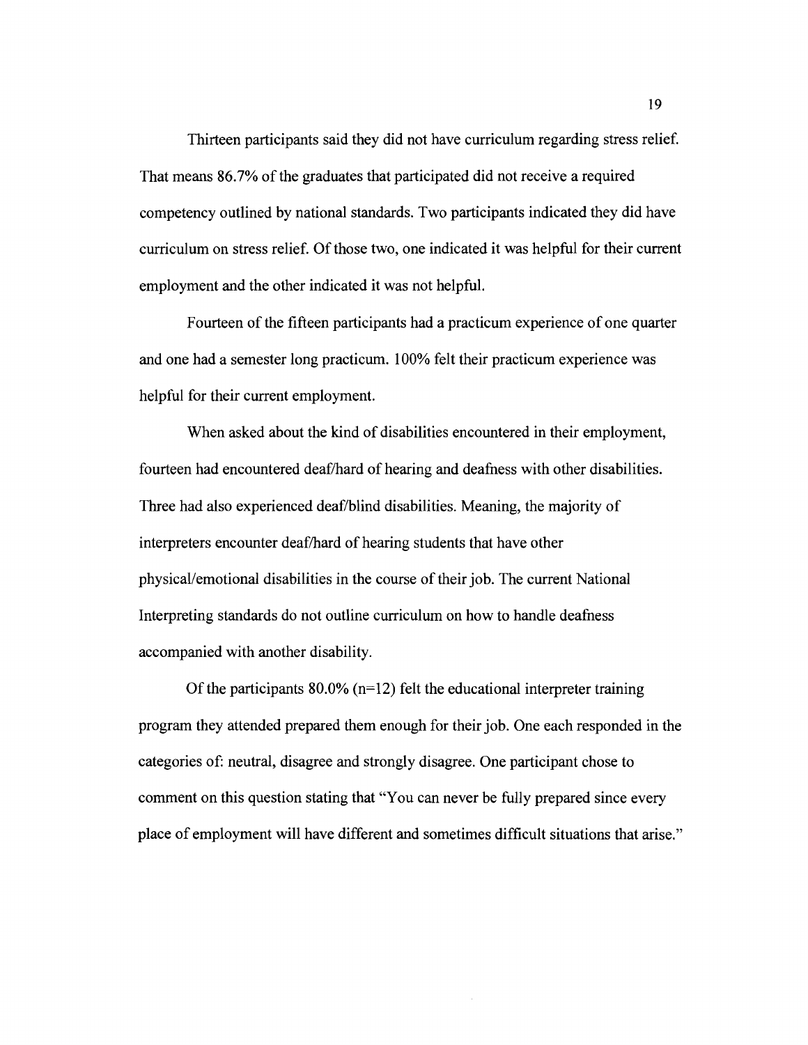Thirteen participants said they did not have curriculum regarding stress relief. That means 86.7% of the graduates that participated did not receive a required competency outlined by national standards. Two participants indicated they did have curriculum on stress relief. Of those two, one indicated it was helpful for their current employment and the other indicated it was not helpful.

Fourteen of the fifteen participants had a practicum experience of one quarter and one had a semester long practicum. 100% felt their practicum experience was helpful for their current employment.

When asked about the kind of disabilities encountered in their employment, fourteen had encountered deaf/hard of hearing and deafness with other disabilities. Three had also experienced deaf/blind disabilities. Meaning, the majority of interpreters encounter deaf/hard of hearing students that have other physical/emotional disabilities in the course of their job. The current National Interpreting standards do not outline curriculum on how to handle deafness accompanied with another disability.

Of the participants 80.0% (n=12) felt the educational interpreter training program they attended prepared them enough for their job. One each responded in the categories of: neutral, disagree and strongly disagree. One participant chose to comment on this question stating that "You can never be fully prepared since every place of employment will have different and sometimes difficult situations that arise."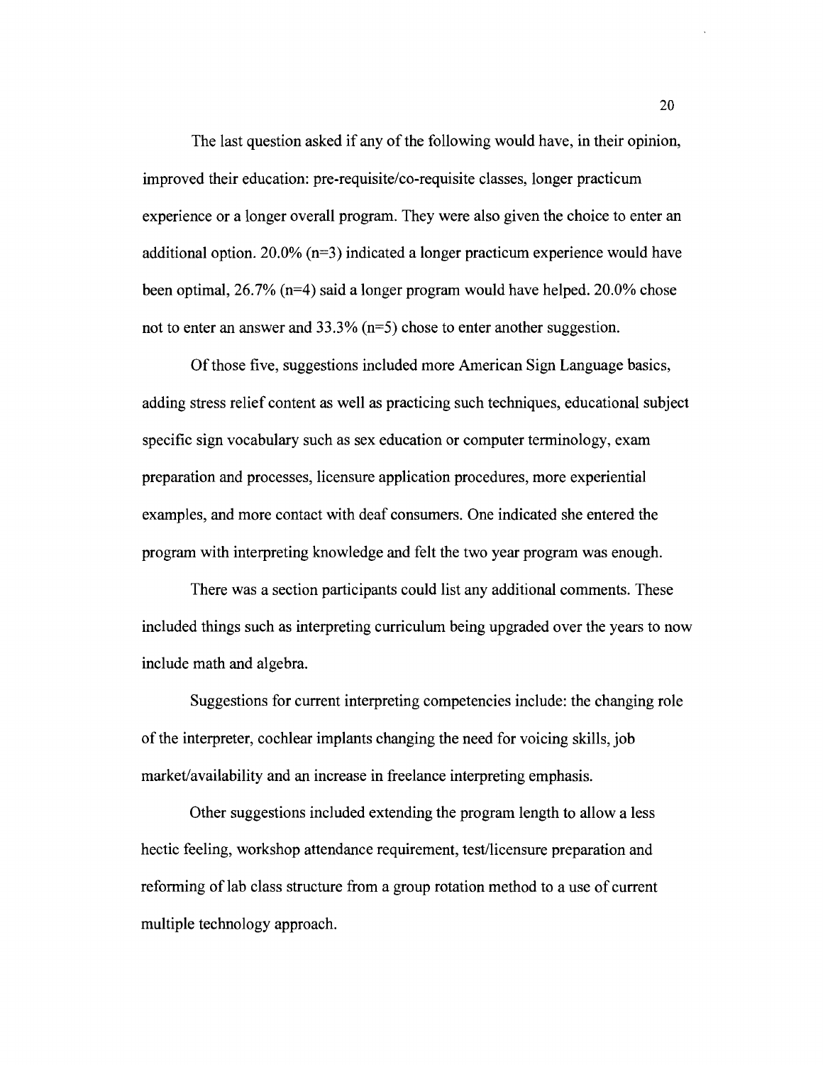The last question asked if any of the following would have, in their opinion, improved their education: pre-requisite/co-requisite classes, longer practicum experience or a longer overall program. They were also given the choice to enter an additional option. 20.0% (n=3) indicated a longer practicum experience would have been optimal, 26.7% (n=4) said a longer program would have helped. 20.0% chose not to enter an answer and 33.3% (n=5) chose to enter another suggestion.

Of those five, suggestions included more American Sign Language basics, adding stress relief content as well as practicing such techniques, educational subject specific sign vocabulary such as sex education or computer terminology, exam preparation and processes, licensure application procedures, more experiential examples, and more contact with deaf consumers. One indicated she entered the program with interpreting knowledge and felt the two year program was enough.

There was a section participants could list any additional comments. These included things such as interpreting curriculum being upgraded over the years to now include math and algebra.

Suggestions for current interpreting competencies include: the changing role of the interpreter, cochlear implants changing the need for voicing skills, job market/availability and an increase in freelance interpreting emphasis.

Other suggestions included extending the program length to allow a less hectic feeling, workshop attendance requirement, test/licensure preparation and reforming of lab class structure from a group rotation method to a use of current multiple technology approach.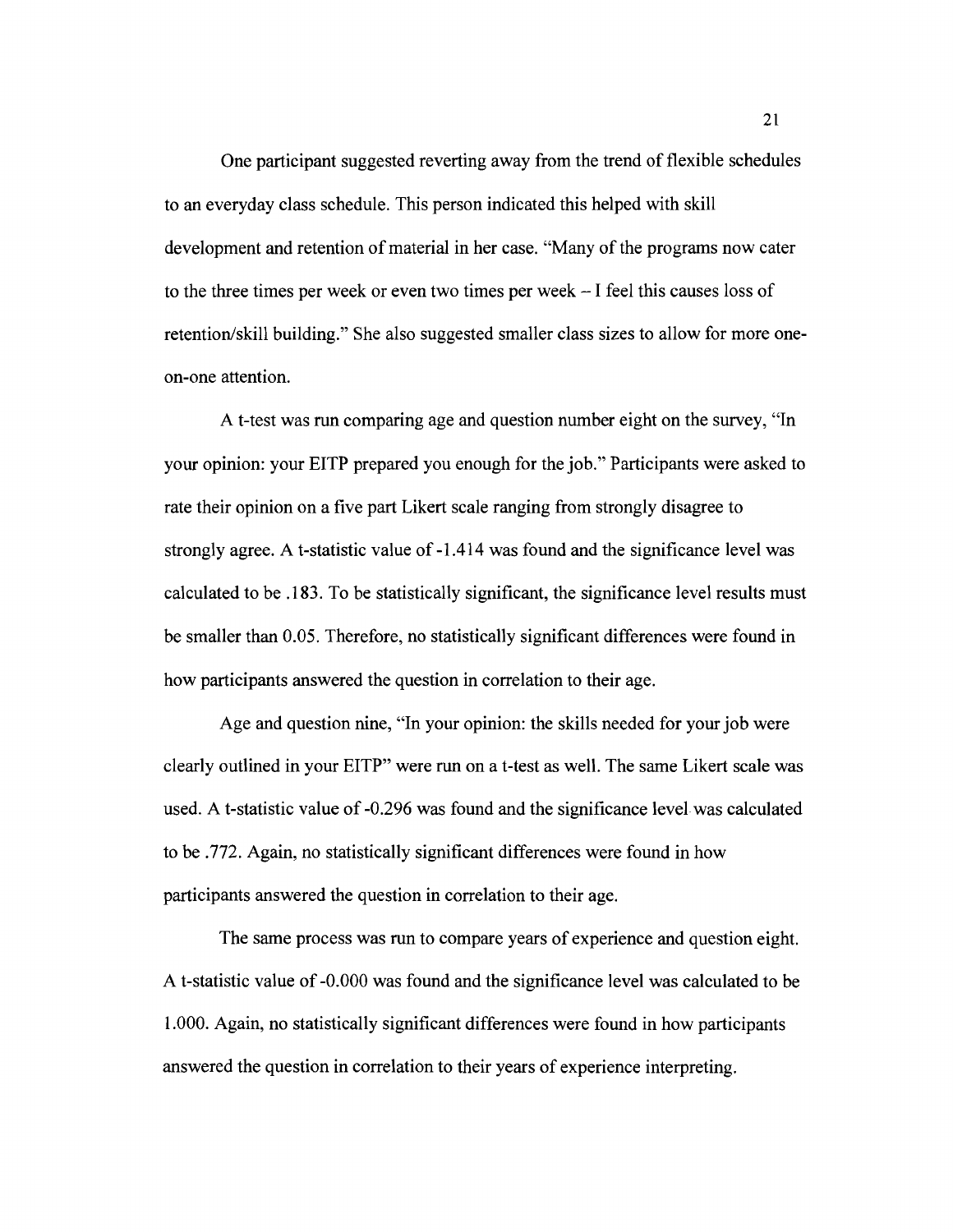One participant suggested reverting away from the trend of flexible schedules to an everyday class schedule. This person indicated this helped with skill development and retention of material in her case. "Many of the programs now cater to the three times per week or even two times per week – I feel this causes loss of retention/skill building." She also suggested smaller class sizes to allow for more one-on-one attention.

A t-test was run comparing age and question number eight on the survey, "In your opinion: your EITP prepared you enough for the job." Participants were asked to rate their opinion on a five part Likert scale ranging from strongly disagree to strongly agree. A t-statistic value of -1.414 was found and the significance level was calculated to be .183. To be statistically significant, the significance level results must be smaller than 0.05. Therefore, no statistically significant differences were found in how participants answered the question in correlation to their age.

Age and question nine, "In your opinion: the skills needed for your job were clearly outlined in your EITP" were run on a t-test as well. The same Likert scale was used. A t-statistic value of -0.296 was found and the significance level was calculated to be .772. Again, no statistically significant differences were found in how participants answered the question in correlation to their age.

The same process was run to compare years of experience and question eight. A t-statistic value of -0.000 was found and the significance level was calculated to be 1.000. Again, no statistically significant differences were found in how participants answered the question in correlation to their years of experience interpreting.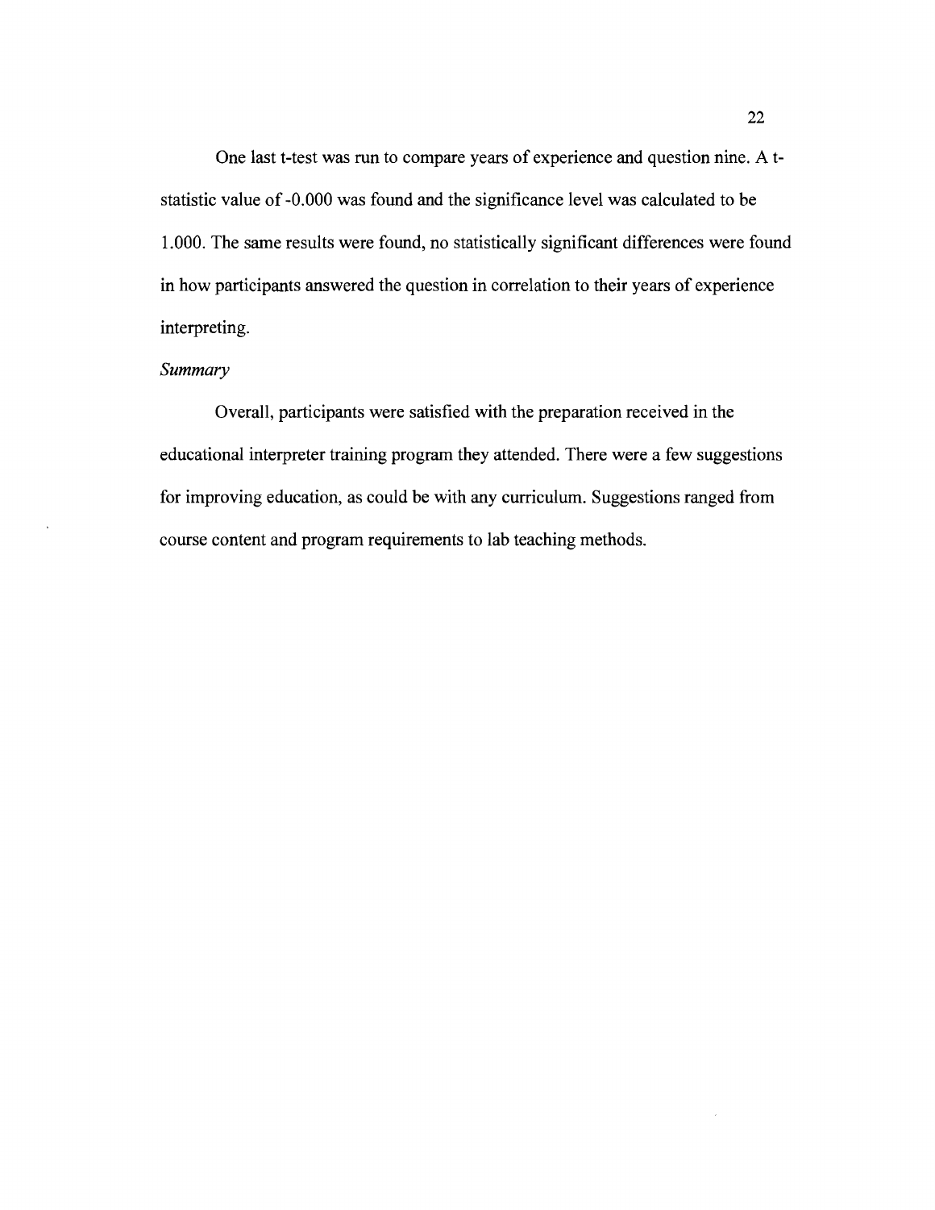One last t-test was run to compare years of experience and question nine. A t-statistic value of -0.000 was found and the significance level was calculated to be 1.000. The same results were found, no statistically significant differences were found in how participants answered the question in correlation to their years of experience interpreting.

*Summary*

Overall, participants were satisfied with the preparation received in the educational interpreter training program they attended. There were a few suggestions for improving education, as could be with any curriculum. Suggestions ranged from course content and program requirements to lab teaching methods.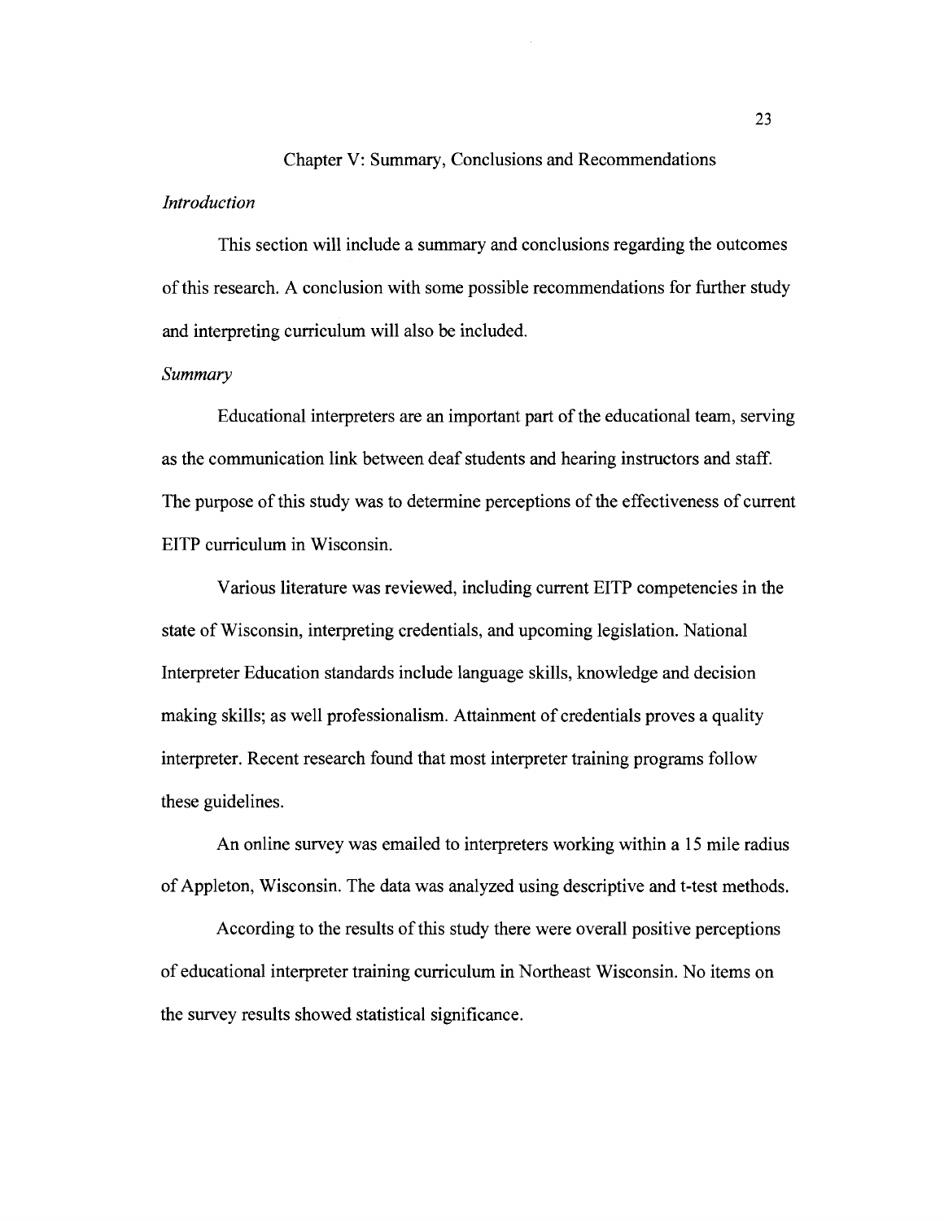# Chapter V: Summary, Conclusions and Recommendations

*Introduction*

This section will include a summary and conclusions regarding the outcomes of this research. A conclusion with some possible recommendations for further study and interpreting curriculum will also be included.

*Summary*

Educational interpreters are an important part of the educational team, serving as the communication link between deaf students and hearing instructors and staff. The purpose of this study was to determine perceptions of the effectiveness of current EITP curriculum in Wisconsin.

Various literature was reviewed, including current EITP competencies in the state of Wisconsin, interpreting credentials, and upcoming legislation. National Interpreter Education standards include language skills, knowledge and decision making skills; as well professionalism. Attainment of credentials proves a quality interpreter. Recent research found that most interpreter training programs follow these guidelines.

An online survey was emailed to interpreters working within a 15 mile radius of Appleton, Wisconsin. The data was analyzed using descriptive and t-test methods.

According to the results of this study there were overall positive perceptions of educational interpreter training curriculum in Northeast Wisconsin. No items on the survey results showed statistical significance.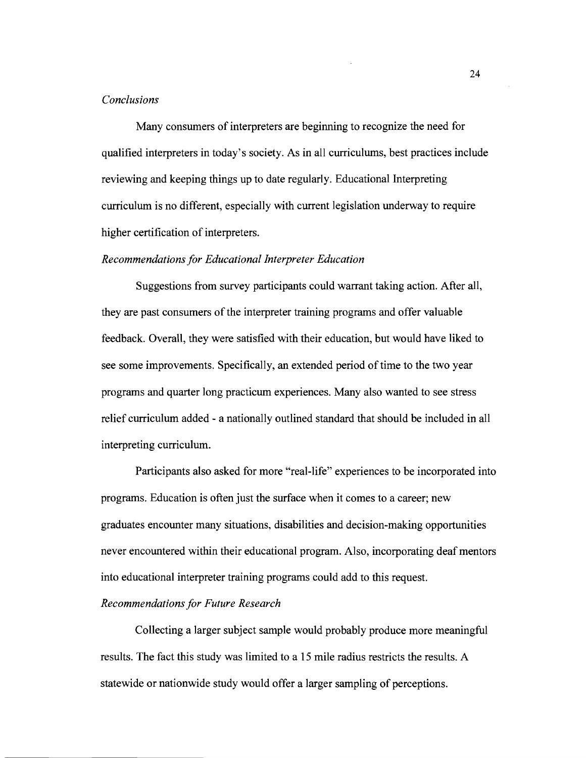*Conclusions*

Many consumers of interpreters are beginning to recognize the need for qualified interpreters in today's society. As in all curriculums, best practices include reviewing and keeping things up to date regularly. Educational Interpreting curriculum is no different, especially with current legislation underway to require higher certification of interpreters.

*Recommendations for Educational Interpreter Education*

Suggestions from survey participants could warrant taking action. After all, they are past consumers of the interpreter training programs and offer valuable feedback. Overall, they were satisfied with their education, but would have liked to see some improvements. Specifically, an extended period of time to the two year programs and quarter long practicum experiences. Many also wanted to see stress relief curriculum added - a nationally outlined standard that should be included in all interpreting curriculum.

Participants also asked for more "real-life" experiences to be incorporated into programs. Education is often just the surface when it comes to a career; new graduates encounter many situations, disabilities and decision-making opportunities never encountered within their educational program. Also, incorporating deaf mentors into educational interpreter training programs could add to this request.

*Recommendations for Future Research*

Collecting a larger subject sample would probably produce more meaningful results. The fact this study was limited to a 15 mile radius restricts the results. A statewide or nationwide study would offer a larger sampling of perceptions.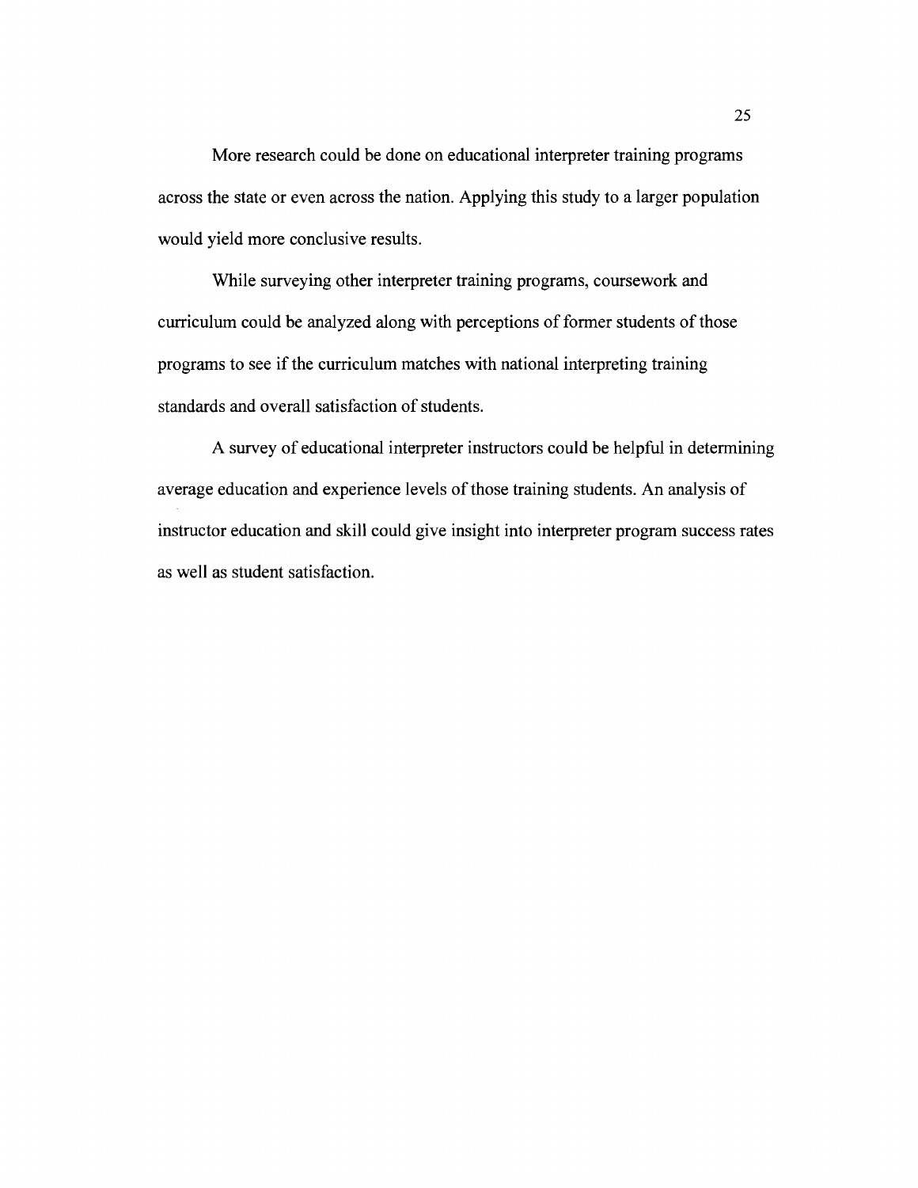More research could be done on educational interpreter training programs across the state or even across the nation. Applying this study to a larger population would yield more conclusive results.

While surveying other interpreter training programs, coursework and curriculum could be analyzed along with perceptions of former students of those programs to see if the curriculum matches with national interpreting training standards and overall satisfaction of students.

A survey of educational interpreter instructors could be helpful in determining average education and experience levels of those training students. An analysis of instructor education and skill could give insight into interpreter program success rates as well as student satisfaction.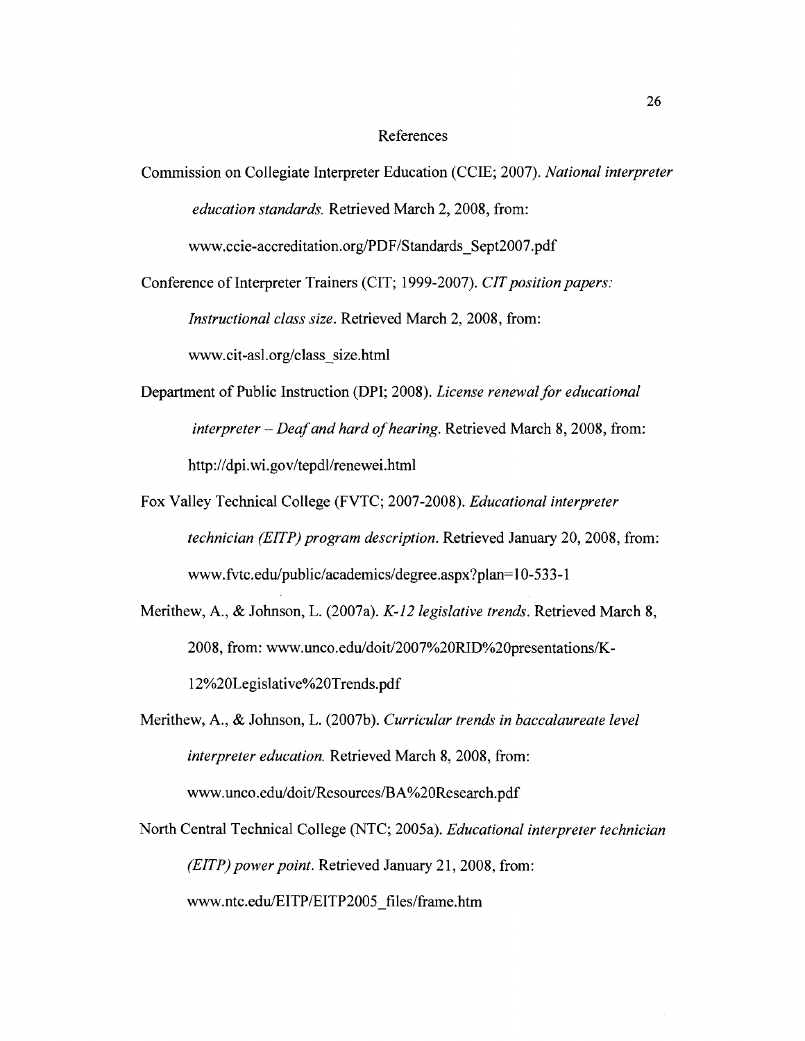# References

Commission on Collegiate Interpreter Education (CCIE; 2007). *National interpreter education standards.* Retrieved March 2, 2008, from: www.ccie-accreditation.org/PDF/Standards_Sept2007.pdf

Conference of Interpreter Trainers (CIT; 1999-2007). *CIT position papers: Instructional class size.* Retrieved March 2, 2008, from: www.cit-asl.org/class_size.html

Department of Public Instruction (DPI; 2008). *License renewal for educational interpreter – Deaf and hard of hearing.* Retrieved March 8, 2008, from: http://dpi.wi.gov/tepdl/renewei.html

Fox Valley Technical College (FVTC; 2007-2008). *Educational interpreter technician (EITP) program description.* Retrieved January 20, 2008, from: www.fvtc.edu/public/academics/degree.aspx?plan=10-533-1

Merithew, A., & Johnson, L. (2007a). *K-12 legislative trends.* Retrieved March 8, 2008, from: www.unco.edu/doit/2007%20RID%20presentations/K-12%20Legislative%20Trends.pdf

Merithew, A., & Johnson, L. (2007b). *Curricular trends in baccalaureate level interpreter education.* Retrieved March 8, 2008, from: www.unco.edu/doit/Resources/BA%20Research.pdf

North Central Technical College (NTC; 2005a). *Educational interpreter technician (EITP) power point.* Retrieved January 21, 2008, from: www.ntc.edu/EITP/EITP2005_files/frame.htm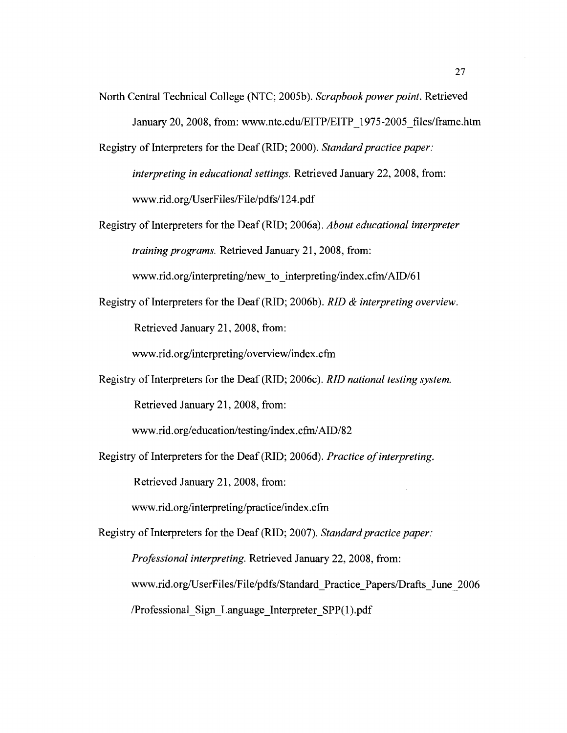North Central Technical College (NTC; 2005b). *Scrapbook power point.* Retrieved January 20, 2008, from: www.ntc.edu/EITP/EITP_1975-2005_files/frame.htm

Registry of Interpreters for the Deaf (RID; 2000). *Standard practice paper: interpreting in educational settings.* Retrieved January 22, 2008, from: www.rid.org/UserFiles/File/pdfs/124.pdf

Registry of Interpreters for the Deaf (RID; 2006a). *About educational interpreter training programs.* Retrieved January 21, 2008, from: www.rid.org/interpreting/new_to_interpreting/index.cfm/AID/61

Registry of Interpreters for the Deaf (RID; 2006b). *RID & interpreting overview.* Retrieved January 21, 2008, from: www.rid.org/interpreting/overview/index.cfm

Registry of Interpreters for the Deaf (RID; 2006c). *RID national testing system.* Retrieved January 21, 2008, from: www.rid.org/education/testing/index.cfm/AID/82

Registry of Interpreters for the Deaf (RID; 2006d). *Practice of interpreting.* Retrieved January 21, 2008, from: www.rid.org/interpreting/practice/index.cfm

Registry of Interpreters for the Deaf (RID; 2007). *Standard practice paper: Professional interpreting.* Retrieved January 22, 2008, from: www.rid.org/UserFiles/File/pdfs/Standard_Practice_Papers/Drafts_June_2006/Professional_Sign_Language_Interpreter_SPP(1).pdf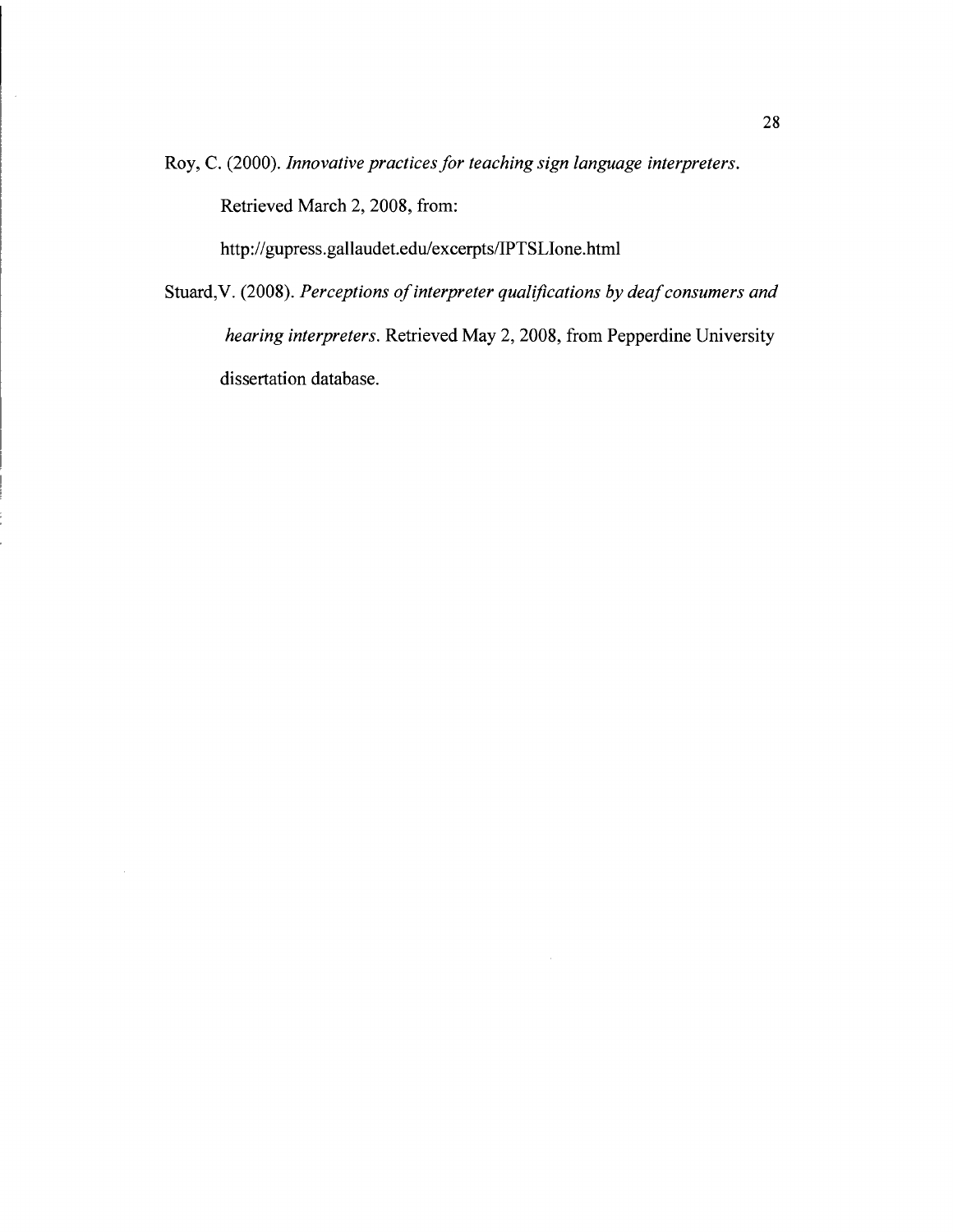Roy, C. (2000). *Innovative practices for teaching sign language interpreters.* Retrieved March 2, 2008, from: http://gupress.gallaudet.edu/excerpts/IPTSLIone.html

Stuard,V. (2008). *Perceptions of interpreter qualifications by deaf consumers and hearing interpreters.* Retrieved May 2, 2008, from Pepperdine University dissertation database.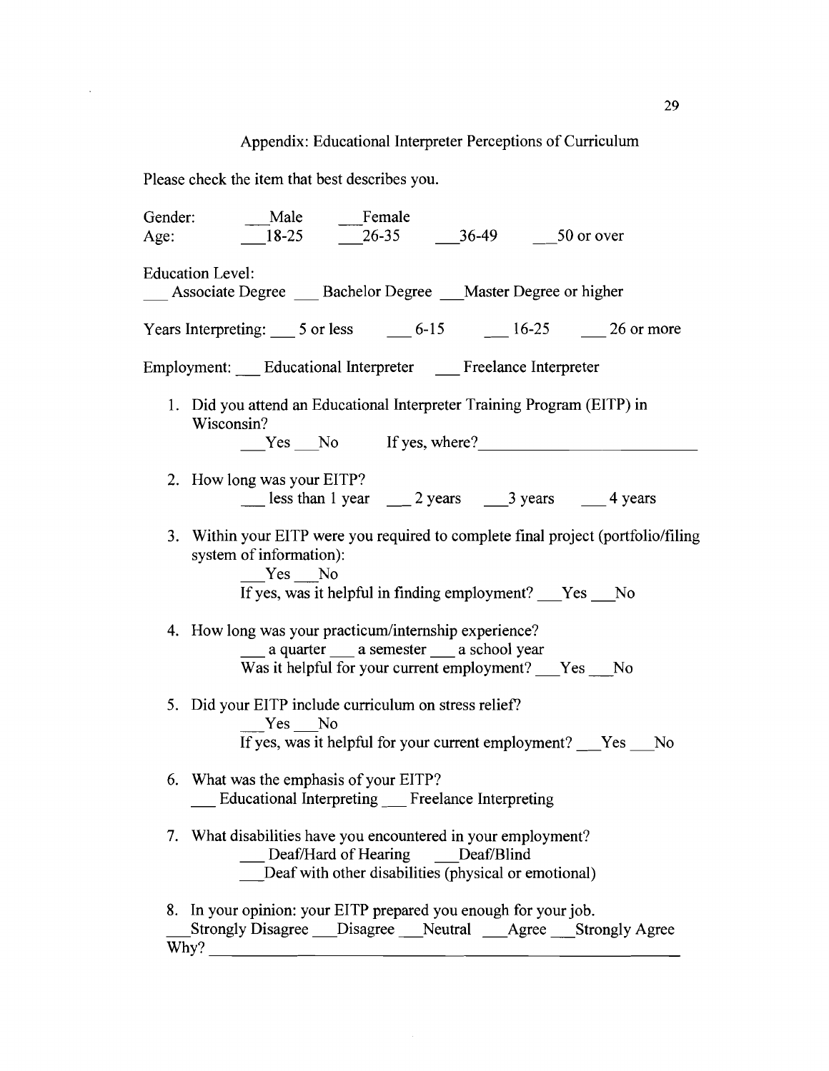# Appendix: Educational Interpreter Perceptions of Curriculum

Please check the item that best describes you.

Gender: ___Male ___Female
Age: ___18-25 ___26-35 ___36-49 ___50 or over

Education Level:
___ Associate Degree ___ Bachelor Degree ___Master Degree or higher

Years Interpreting: ___ 5 or less ___ 6-15 ___ 16-25 ___ 26 or more

Employment: ___ Educational Interpreter ___ Freelance Interpreter

1. Did you attend an Educational Interpreter Training Program (EITP) in Wisconsin?
   ___Yes ___No If yes, where?___________________________

2. How long was your EITP?
   ___ less than 1 year ___ 2 years ___3 years ___ 4 years

3. Within your EITP were you required to complete final project (portfolio/filing system of information):
   ___Yes ___No
   If yes, was it helpful in finding employment? ___Yes ___No

4. How long was your practicum/internship experience?
   ___ a quarter ___ a semester ___ a school year
   Was it helpful for your current employment? ___Yes ___No

5. Did your EITP include curriculum on stress relief?
   ___Yes ___No
   If yes, was it helpful for your current employment? ___Yes ___No

6. What was the emphasis of your EITP?
   ___ Educational Interpreting ___ Freelance Interpreting

7. What disabilities have you encountered in your employment?
   ___ Deaf/Hard of Hearing ___Deaf/Blind
   ___Deaf with other disabilities (physical or emotional)

8. In your opinion: your EITP prepared you enough for your job.
   ___Strongly Disagree ___Disagree ___Neutral ___Agree ___Strongly Agree
   Why? _______________________________________________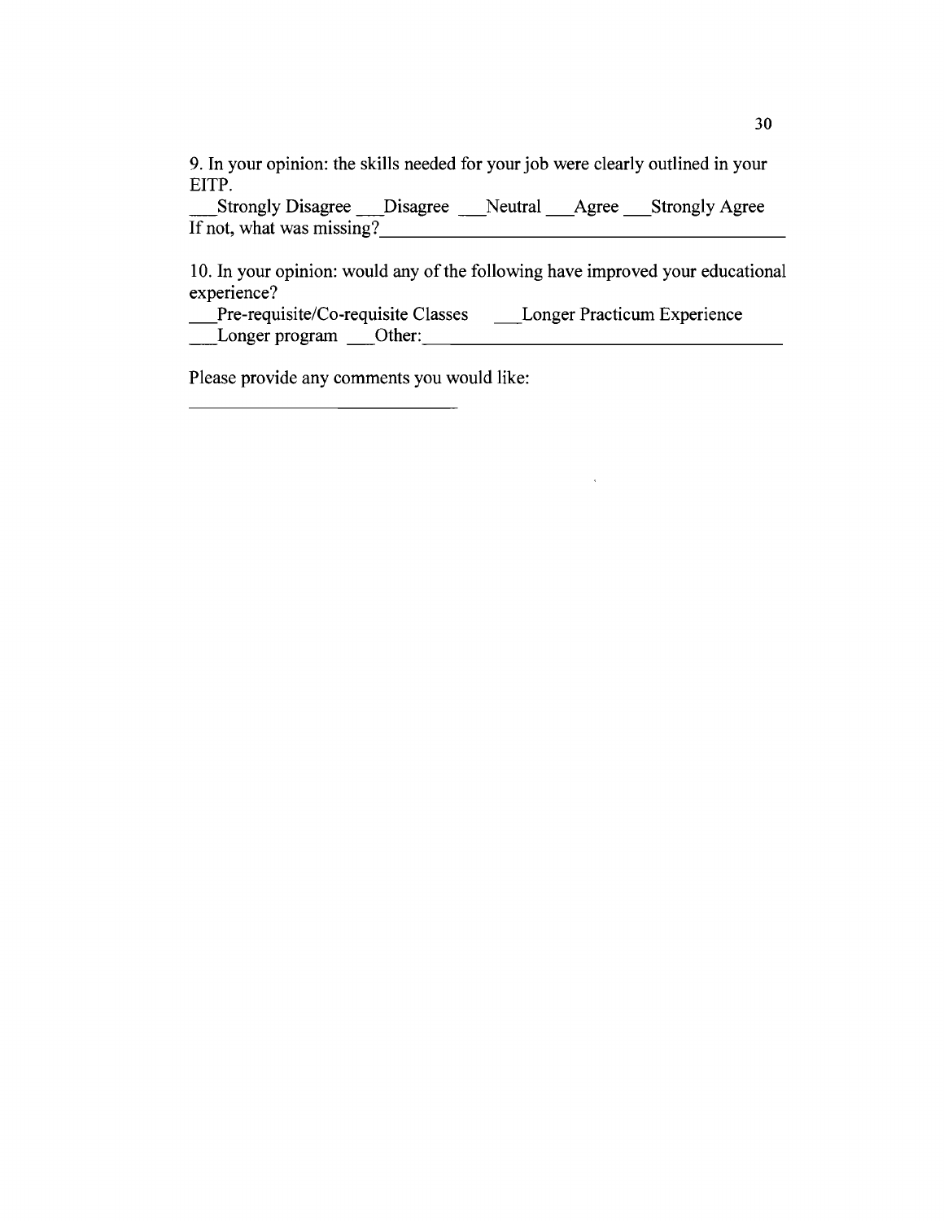9. In your opinion: the skills needed for your job were clearly outlined in your EITP.

___Strongly Disagree ___Disagree ___Neutral ___Agree ___Strongly Agree

If not, what was missing?___________________________________________

10. In your opinion: would any of the following have improved your educational experience?

___Pre-requisite/Co-requisite Classes ___Longer Practicum Experience

___Longer program ___Other:_____________________________________

Please provide any comments you would like:

______________________________